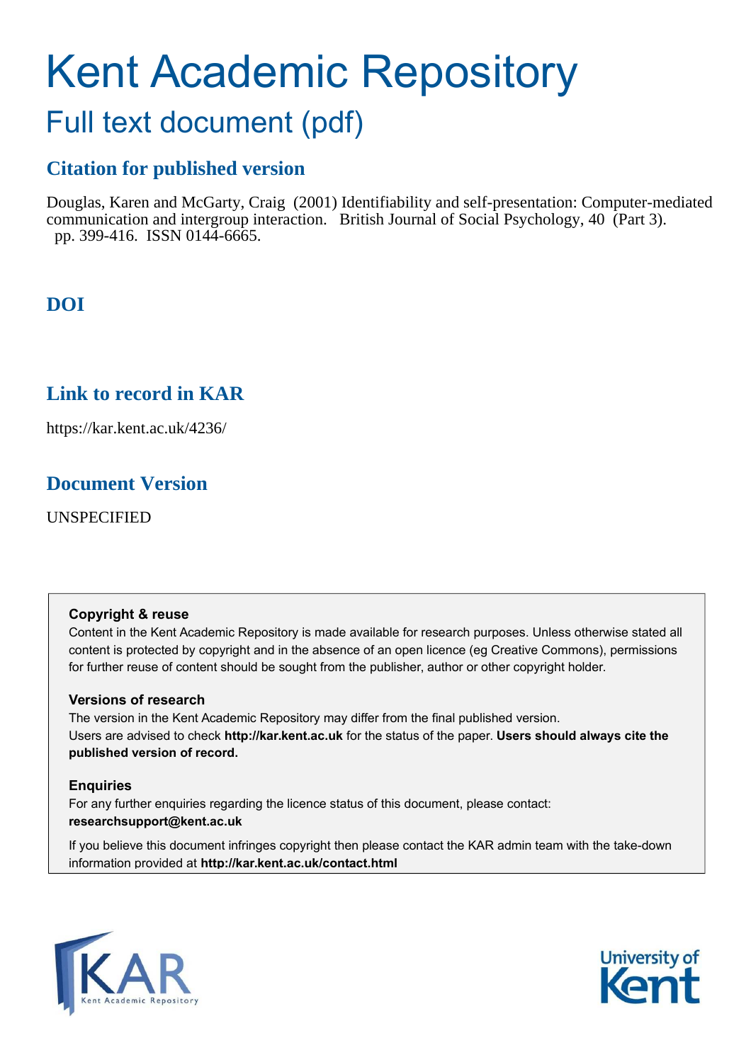# Kent Academic Repository

## Full text document (pdf)

## Citation for published version

Douglas, Karen and McGarty, Craig (2001) Identifiability and self-presentation: Computer-mediated communication and intergroup interaction. British Journal of Social Psychology, 40 (Part 3). pp. 399-416. ISSN 0144-6665.

## DOI

## Link to record in KAR

https://kar.kent.ac.uk/4236/

## Document Version

UNSPECIFIED

**Copyright & reuse**

Content in the Kent Academic Repository is made available for research purposes. Unless otherwise stated all content is protected by copyright and in the absence of an open licence (eg Creative Commons), permissions for further reuse of content should be sought from the publisher, author or other copyright holder.

**Versions of research**

The version in the Kent Academic Repository may differ from the final published version. Users are advised to check **http://kar.kent.ac.uk** for the status of the paper. **Users should always cite the published version of record.**

**Enquiries**

For any further enquiries regarding the licence status of this document, please contact: **researchsupport@kent.ac.uk**

If you believe this document infringes copyright then please contact the KAR admin team with the take-down information provided at **http://kar.kent.ac.uk/contact.html**

KAR Kent Academic Repository

University of Kent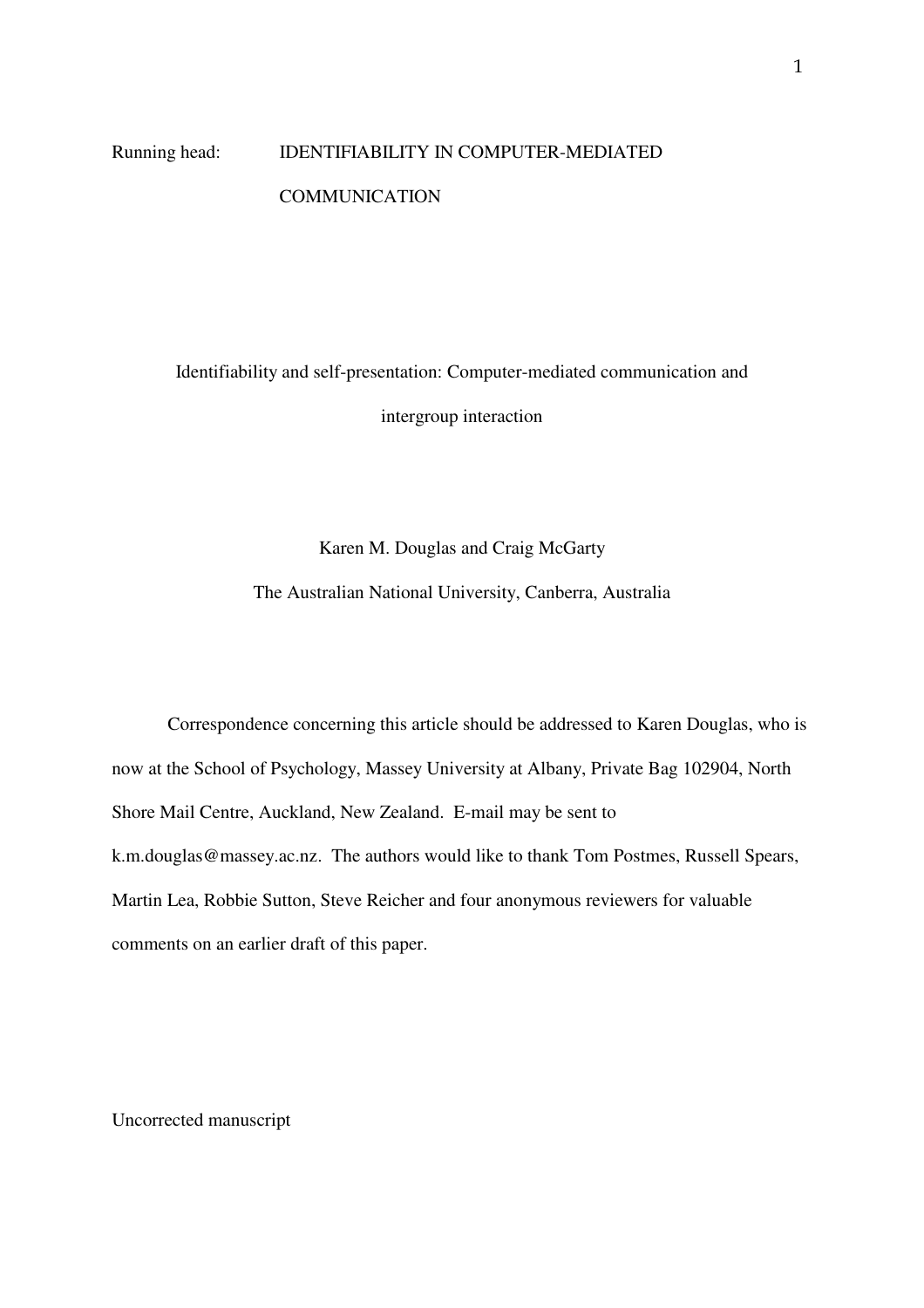Running head: IDENTIFIABILITY IN COMPUTER-MEDIATED COMMUNICATION

# Identifiability and self-presentation: Computer-mediated communication and intergroup interaction

Karen M. Douglas and Craig McGarty

The Australian National University, Canberra, Australia

Correspondence concerning this article should be addressed to Karen Douglas, who is now at the School of Psychology, Massey University at Albany, Private Bag 102904, North Shore Mail Centre, Auckland, New Zealand. E-mail may be sent to k.m.douglas@massey.ac.nz. The authors would like to thank Tom Postmes, Russell Spears, Martin Lea, Robbie Sutton, Steve Reicher and four anonymous reviewers for valuable comments on an earlier draft of this paper.

Uncorrected manuscript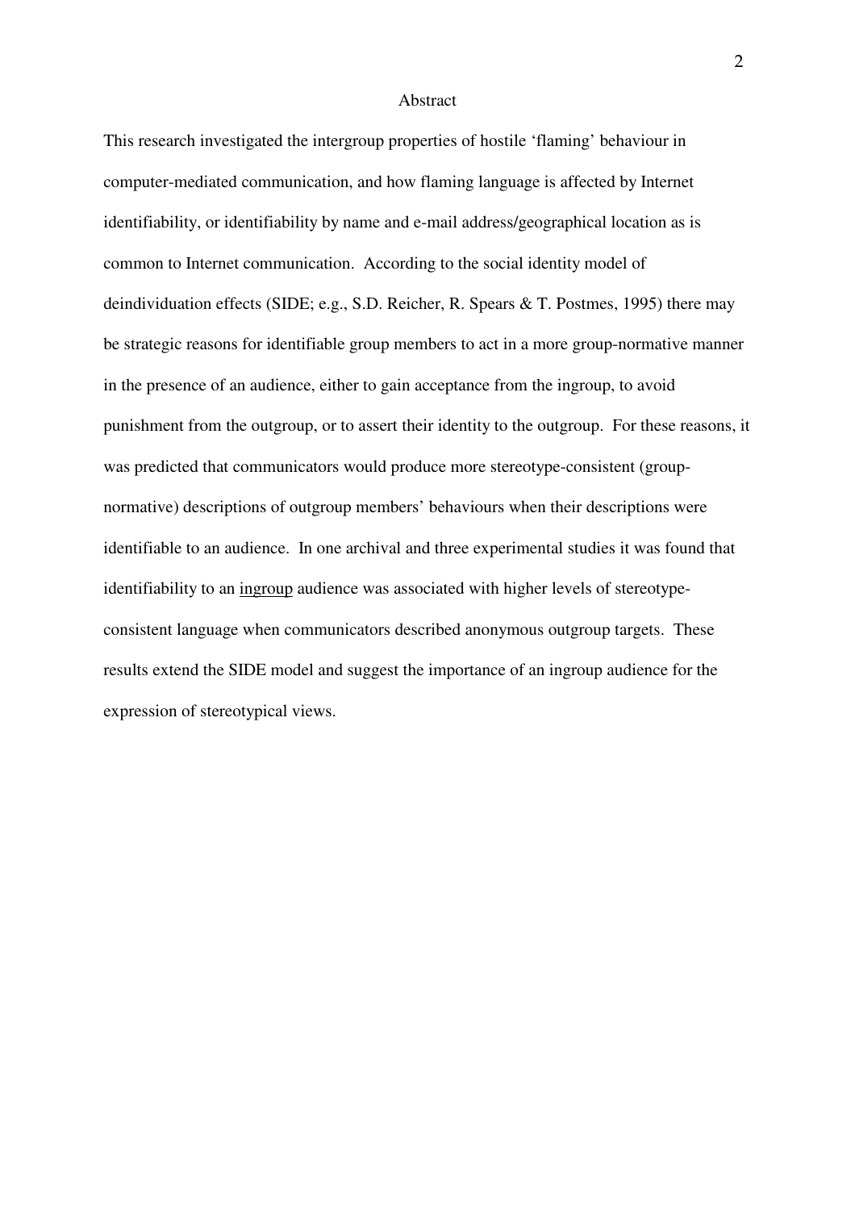# Abstract

This research investigated the intergroup properties of hostile 'flaming' behaviour in computer-mediated communication, and how flaming language is affected by Internet identifiability, or identifiability by name and e-mail address/geographical location as is common to Internet communication. According to the social identity model of deindividuation effects (SIDE; e.g., S.D. Reicher, R. Spears & T. Postmes, 1995) there may be strategic reasons for identifiable group members to act in a more group-normative manner in the presence of an audience, either to gain acceptance from the ingroup, to avoid punishment from the outgroup, or to assert their identity to the outgroup. For these reasons, it was predicted that communicators would produce more stereotype-consistent (group-normative) descriptions of outgroup members' behaviours when their descriptions were identifiable to an audience. In one archival and three experimental studies it was found that identifiability to an <u>ingroup</u> audience was associated with higher levels of stereotype-consistent language when communicators described anonymous outgroup targets. These results extend the SIDE model and suggest the importance of an ingroup audience for the expression of stereotypical views.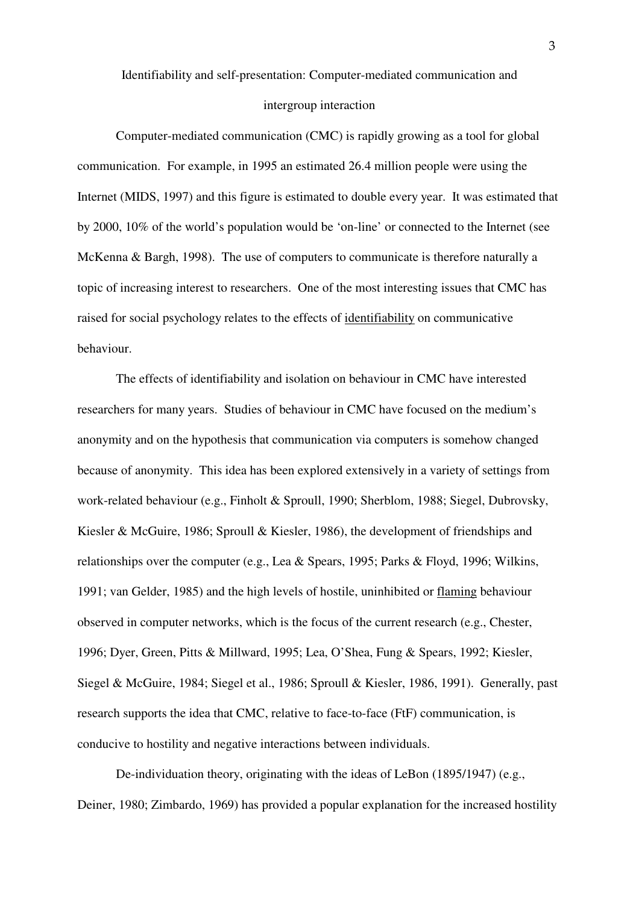Identifiability and self-presentation: Computer-mediated communication and intergroup interaction

Computer-mediated communication (CMC) is rapidly growing as a tool for global communication. For example, in 1995 an estimated 26.4 million people were using the Internet (MIDS, 1997) and this figure is estimated to double every year. It was estimated that by 2000, 10% of the world's population would be 'on-line' or connected to the Internet (see McKenna & Bargh, 1998). The use of computers to communicate is therefore naturally a topic of increasing interest to researchers. One of the most interesting issues that CMC has raised for social psychology relates to the effects of identifiability on communicative behaviour.

The effects of identifiability and isolation on behaviour in CMC have interested researchers for many years. Studies of behaviour in CMC have focused on the medium's anonymity and on the hypothesis that communication via computers is somehow changed because of anonymity. This idea has been explored extensively in a variety of settings from work-related behaviour (e.g., Finholt & Sproull, 1990; Sherblom, 1988; Siegel, Dubrovsky, Kiesler & McGuire, 1986; Sproull & Kiesler, 1986), the development of friendships and relationships over the computer (e.g., Lea & Spears, 1995; Parks & Floyd, 1996; Wilkins, 1991; van Gelder, 1985) and the high levels of hostile, uninhibited or flaming behaviour observed in computer networks, which is the focus of the current research (e.g., Chester, 1996; Dyer, Green, Pitts & Millward, 1995; Lea, O'Shea, Fung & Spears, 1992; Kiesler, Siegel & McGuire, 1984; Siegel et al., 1986; Sproull & Kiesler, 1986, 1991). Generally, past research supports the idea that CMC, relative to face-to-face (FtF) communication, is conducive to hostility and negative interactions between individuals.

De-individuation theory, originating with the ideas of LeBon (1895/1947) (e.g., Deiner, 1980; Zimbardo, 1969) has provided a popular explanation for the increased hostility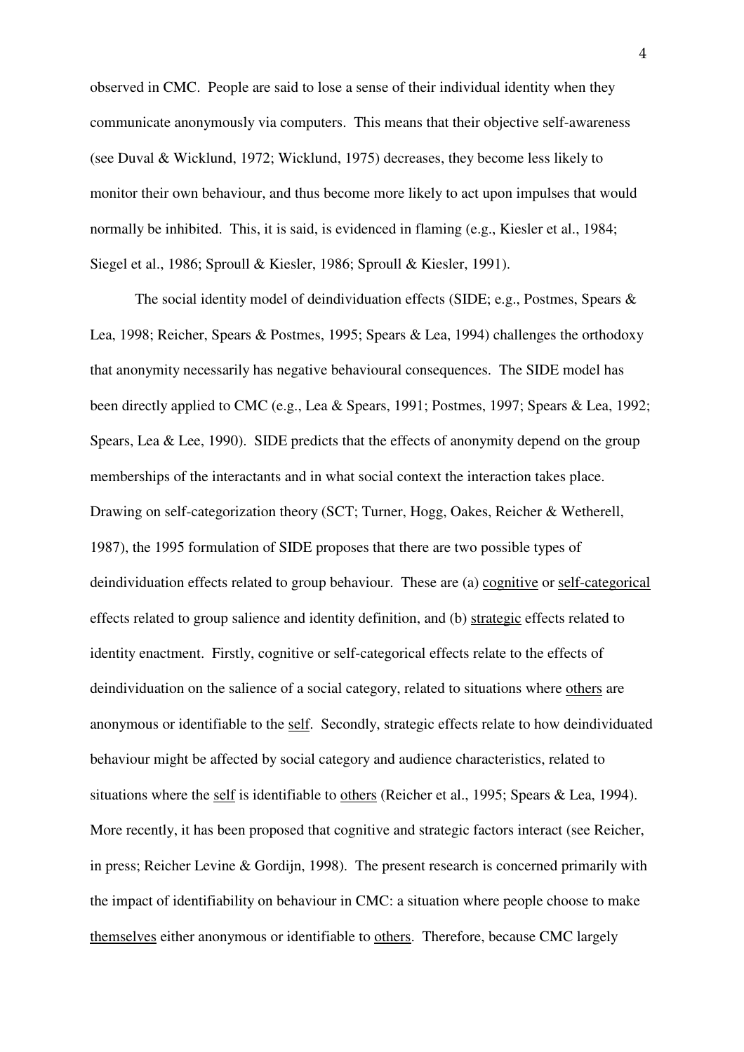observed in CMC. People are said to lose a sense of their individual identity when they communicate anonymously via computers. This means that their objective self-awareness (see Duval & Wicklund, 1972; Wicklund, 1975) decreases, they become less likely to monitor their own behaviour, and thus become more likely to act upon impulses that would normally be inhibited. This, it is said, is evidenced in flaming (e.g., Kiesler et al., 1984; Siegel et al., 1986; Sproull & Kiesler, 1986; Sproull & Kiesler, 1991).

The social identity model of deindividuation effects (SIDE; e.g., Postmes, Spears & Lea, 1998; Reicher, Spears & Postmes, 1995; Spears & Lea, 1994) challenges the orthodoxy that anonymity necessarily has negative behavioural consequences. The SIDE model has been directly applied to CMC (e.g., Lea & Spears, 1991; Postmes, 1997; Spears & Lea, 1992; Spears, Lea & Lee, 1990). SIDE predicts that the effects of anonymity depend on the group memberships of the interactants and in what social context the interaction takes place. Drawing on self-categorization theory (SCT; Turner, Hogg, Oakes, Reicher & Wetherell, 1987), the 1995 formulation of SIDE proposes that there are two possible types of deindividuation effects related to group behaviour. These are (a) <u>cognitive</u> or <u>self-categorical</u> effects related to group salience and identity definition, and (b) <u>strategic</u> effects related to identity enactment. Firstly, cognitive or self-categorical effects relate to the effects of deindividuation on the salience of a social category, related to situations where <u>others</u> are anonymous or identifiable to the <u>self</u>. Secondly, strategic effects relate to how deindividuated behaviour might be affected by social category and audience characteristics, related to situations where the <u>self</u> is identifiable to <u>others</u> (Reicher et al., 1995; Spears & Lea, 1994). More recently, it has been proposed that cognitive and strategic factors interact (see Reicher, in press; Reicher Levine & Gordijn, 1998). The present research is concerned primarily with the impact of identifiability on behaviour in CMC: a situation where people choose to make <u>themselves</u> either anonymous or identifiable to <u>others</u>. Therefore, because CMC largely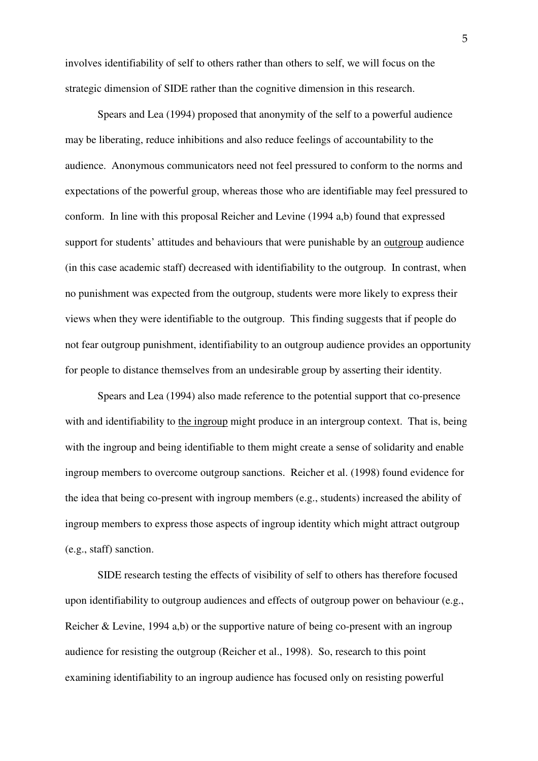involves identifiability of self to others rather than others to self, we will focus on the strategic dimension of SIDE rather than the cognitive dimension in this research.

Spears and Lea (1994) proposed that anonymity of the self to a powerful audience may be liberating, reduce inhibitions and also reduce feelings of accountability to the audience. Anonymous communicators need not feel pressured to conform to the norms and expectations of the powerful group, whereas those who are identifiable may feel pressured to conform. In line with this proposal Reicher and Levine (1994 a,b) found that expressed support for students' attitudes and behaviours that were punishable by an <u>outgroup</u> audience (in this case academic staff) decreased with identifiability to the outgroup. In contrast, when no punishment was expected from the outgroup, students were more likely to express their views when they were identifiable to the outgroup. This finding suggests that if people do not fear outgroup punishment, identifiability to an outgroup audience provides an opportunity for people to distance themselves from an undesirable group by asserting their identity.

Spears and Lea (1994) also made reference to the potential support that co-presence with and identifiability to <u>the ingroup</u> might produce in an intergroup context. That is, being with the ingroup and being identifiable to them might create a sense of solidarity and enable ingroup members to overcome outgroup sanctions. Reicher et al. (1998) found evidence for the idea that being co-present with ingroup members (e.g., students) increased the ability of ingroup members to express those aspects of ingroup identity which might attract outgroup (e.g., staff) sanction.

SIDE research testing the effects of visibility of self to others has therefore focused upon identifiability to outgroup audiences and effects of outgroup power on behaviour (e.g., Reicher & Levine, 1994 a,b) or the supportive nature of being co-present with an ingroup audience for resisting the outgroup (Reicher et al., 1998). So, research to this point examining identifiability to an ingroup audience has focused only on resisting powerful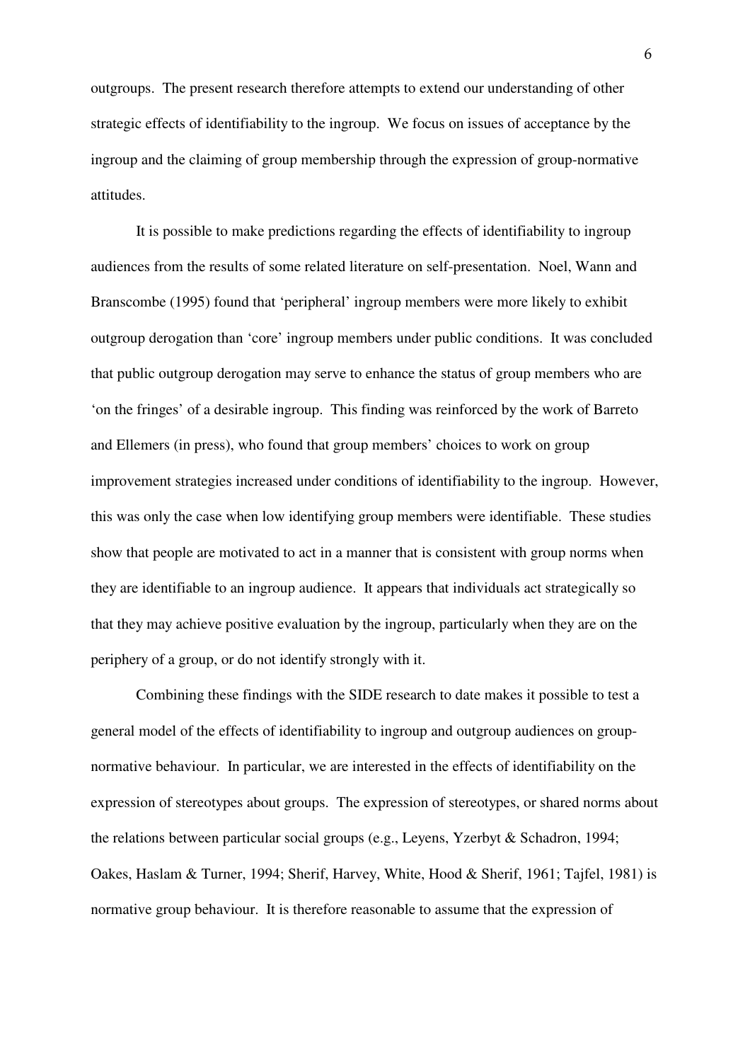outgroups. The present research therefore attempts to extend our understanding of other strategic effects of identifiability to the ingroup. We focus on issues of acceptance by the ingroup and the claiming of group membership through the expression of group-normative attitudes.

It is possible to make predictions regarding the effects of identifiability to ingroup audiences from the results of some related literature on self-presentation. Noel, Wann and Branscombe (1995) found that 'peripheral' ingroup members were more likely to exhibit outgroup derogation than 'core' ingroup members under public conditions. It was concluded that public outgroup derogation may serve to enhance the status of group members who are 'on the fringes' of a desirable ingroup. This finding was reinforced by the work of Barreto and Ellemers (in press), who found that group members' choices to work on group improvement strategies increased under conditions of identifiability to the ingroup. However, this was only the case when low identifying group members were identifiable. These studies show that people are motivated to act in a manner that is consistent with group norms when they are identifiable to an ingroup audience. It appears that individuals act strategically so that they may achieve positive evaluation by the ingroup, particularly when they are on the periphery of a group, or do not identify strongly with it.

Combining these findings with the SIDE research to date makes it possible to test a general model of the effects of identifiability to ingroup and outgroup audiences on group-normative behaviour. In particular, we are interested in the effects of identifiability on the expression of stereotypes about groups. The expression of stereotypes, or shared norms about the relations between particular social groups (e.g., Leyens, Yzerbyt & Schadron, 1994; Oakes, Haslam & Turner, 1994; Sherif, Harvey, White, Hood & Sherif, 1961; Tajfel, 1981) is normative group behaviour. It is therefore reasonable to assume that the expression of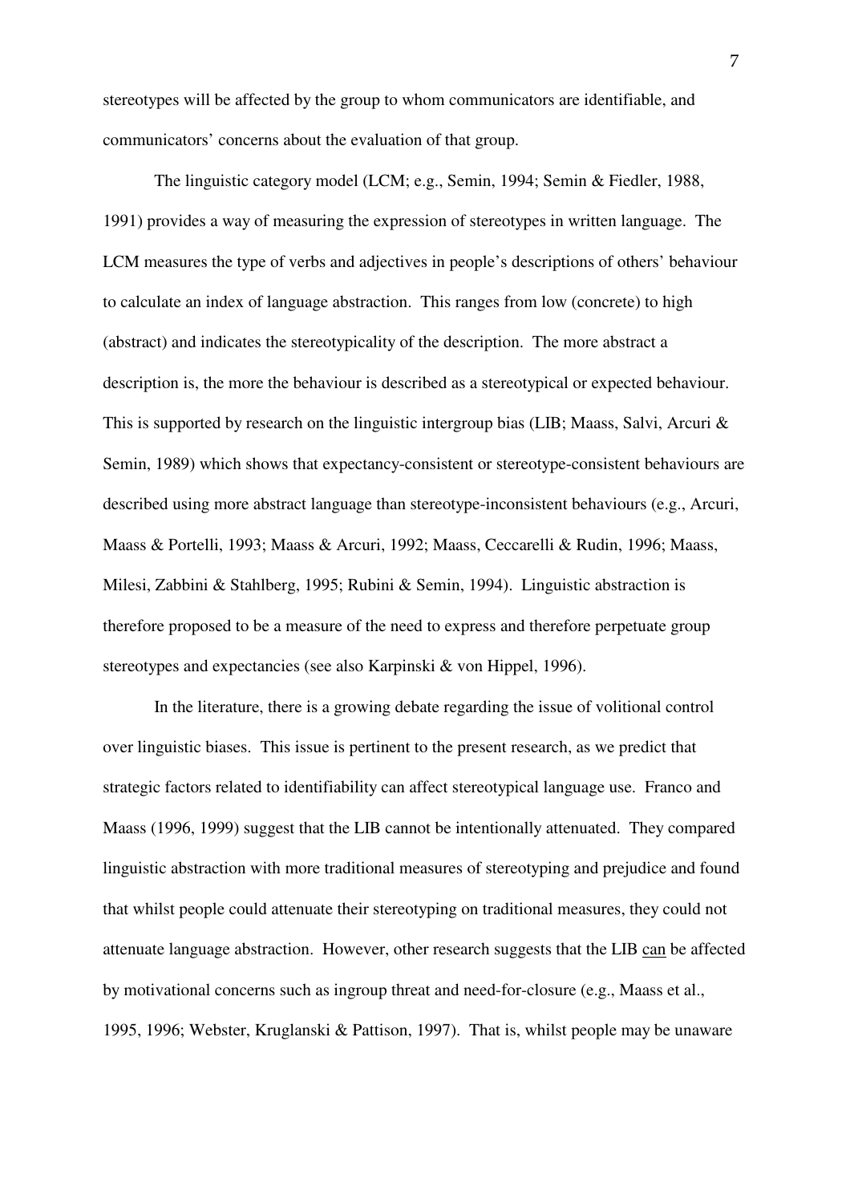stereotypes will be affected by the group to whom communicators are identifiable, and communicators' concerns about the evaluation of that group.

The linguistic category model (LCM; e.g., Semin, 1994; Semin & Fiedler, 1988, 1991) provides a way of measuring the expression of stereotypes in written language. The LCM measures the type of verbs and adjectives in people's descriptions of others' behaviour to calculate an index of language abstraction. This ranges from low (concrete) to high (abstract) and indicates the stereotypicality of the description. The more abstract a description is, the more the behaviour is described as a stereotypical or expected behaviour. This is supported by research on the linguistic intergroup bias (LIB; Maass, Salvi, Arcuri & Semin, 1989) which shows that expectancy-consistent or stereotype-consistent behaviours are described using more abstract language than stereotype-inconsistent behaviours (e.g., Arcuri, Maass & Portelli, 1993; Maass & Arcuri, 1992; Maass, Ceccarelli & Rudin, 1996; Maass, Milesi, Zabbini & Stahlberg, 1995; Rubini & Semin, 1994). Linguistic abstraction is therefore proposed to be a measure of the need to express and therefore perpetuate group stereotypes and expectancies (see also Karpinski & von Hippel, 1996).

In the literature, there is a growing debate regarding the issue of volitional control over linguistic biases. This issue is pertinent to the present research, as we predict that strategic factors related to identifiability can affect stereotypical language use. Franco and Maass (1996, 1999) suggest that the LIB cannot be intentionally attenuated. They compared linguistic abstraction with more traditional measures of stereotyping and prejudice and found that whilst people could attenuate their stereotyping on traditional measures, they could not attenuate language abstraction. However, other research suggests that the LIB <u>can</u> be affected by motivational concerns such as ingroup threat and need-for-closure (e.g., Maass et al., 1995, 1996; Webster, Kruglanski & Pattison, 1997). That is, whilst people may be unaware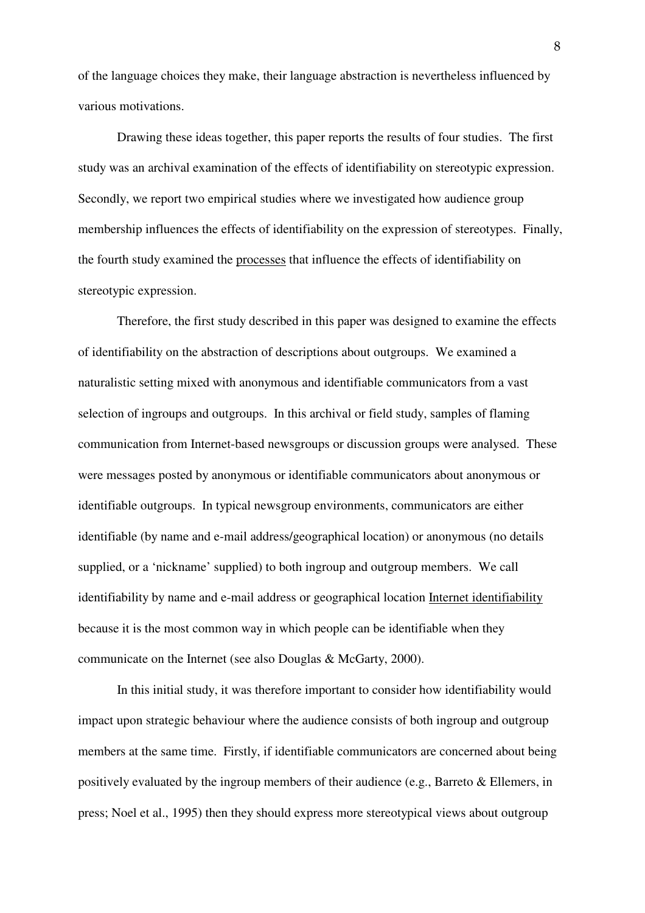of the language choices they make, their language abstraction is nevertheless influenced by various motivations.

Drawing these ideas together, this paper reports the results of four studies. The first study was an archival examination of the effects of identifiability on stereotypic expression. Secondly, we report two empirical studies where we investigated how audience group membership influences the effects of identifiability on the expression of stereotypes. Finally, the fourth study examined the processes that influence the effects of identifiability on stereotypic expression.

Therefore, the first study described in this paper was designed to examine the effects of identifiability on the abstraction of descriptions about outgroups. We examined a naturalistic setting mixed with anonymous and identifiable communicators from a vast selection of ingroups and outgroups. In this archival or field study, samples of flaming communication from Internet-based newsgroups or discussion groups were analysed. These were messages posted by anonymous or identifiable communicators about anonymous or identifiable outgroups. In typical newsgroup environments, communicators are either identifiable (by name and e-mail address/geographical location) or anonymous (no details supplied, or a 'nickname' supplied) to both ingroup and outgroup members. We call identifiability by name and e-mail address or geographical location Internet identifiability because it is the most common way in which people can be identifiable when they communicate on the Internet (see also Douglas & McGarty, 2000).

In this initial study, it was therefore important to consider how identifiability would impact upon strategic behaviour where the audience consists of both ingroup and outgroup members at the same time. Firstly, if identifiable communicators are concerned about being positively evaluated by the ingroup members of their audience (e.g., Barreto & Ellemers, in press; Noel et al., 1995) then they should express more stereotypical views about outgroup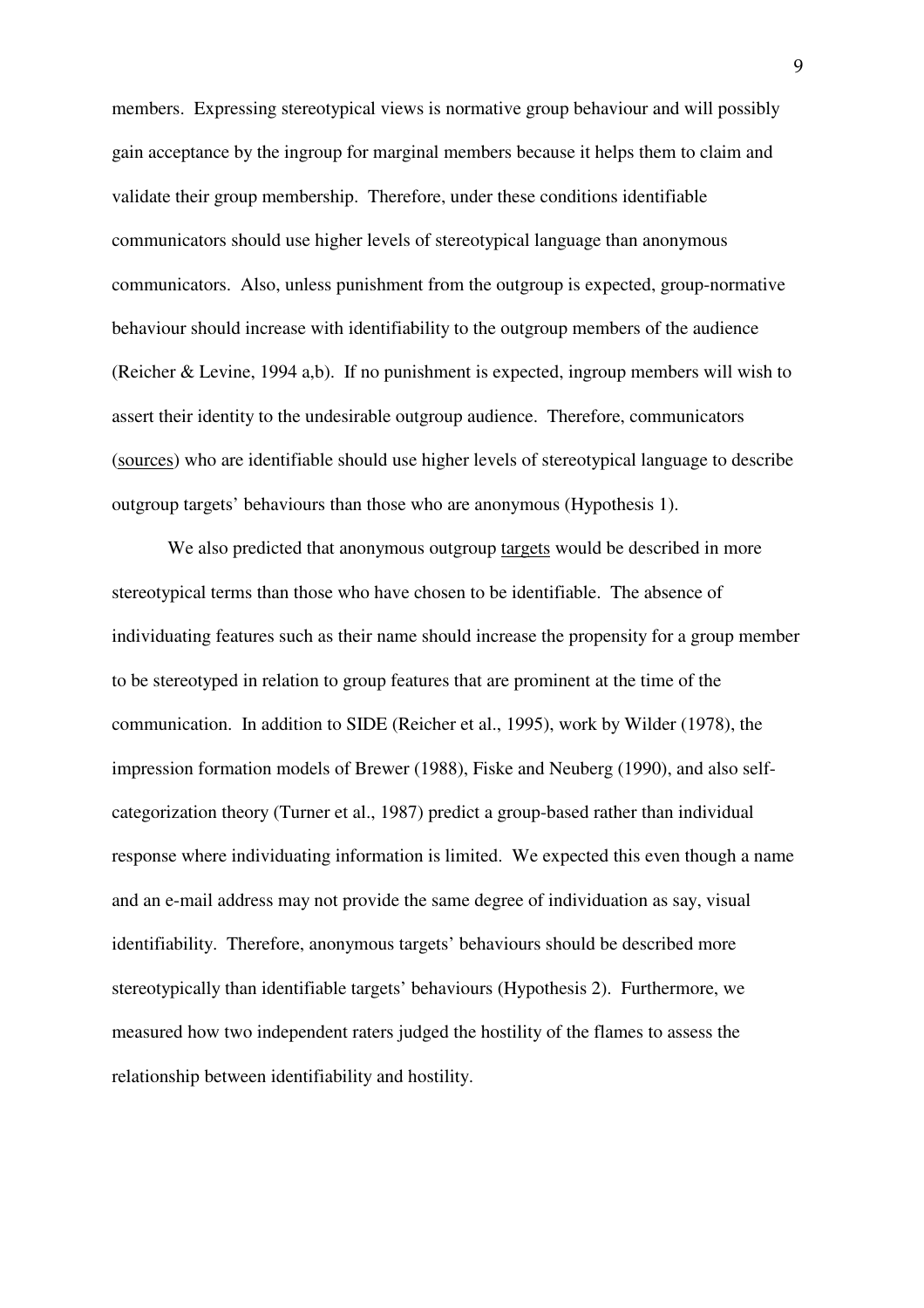members. Expressing stereotypical views is normative group behaviour and will possibly gain acceptance by the ingroup for marginal members because it helps them to claim and validate their group membership. Therefore, under these conditions identifiable communicators should use higher levels of stereotypical language than anonymous communicators. Also, unless punishment from the outgroup is expected, group-normative behaviour should increase with identifiability to the outgroup members of the audience (Reicher & Levine, 1994 a,b). If no punishment is expected, ingroup members will wish to assert their identity to the undesirable outgroup audience. Therefore, communicators (sources) who are identifiable should use higher levels of stereotypical language to describe outgroup targets' behaviours than those who are anonymous (Hypothesis 1).

We also predicted that anonymous outgroup targets would be described in more stereotypical terms than those who have chosen to be identifiable. The absence of individuating features such as their name should increase the propensity for a group member to be stereotyped in relation to group features that are prominent at the time of the communication. In addition to SIDE (Reicher et al., 1995), work by Wilder (1978), the impression formation models of Brewer (1988), Fiske and Neuberg (1990), and also self-categorization theory (Turner et al., 1987) predict a group-based rather than individual response where individuating information is limited. We expected this even though a name and an e-mail address may not provide the same degree of individuation as say, visual identifiability. Therefore, anonymous targets' behaviours should be described more stereotypically than identifiable targets' behaviours (Hypothesis 2). Furthermore, we measured how two independent raters judged the hostility of the flames to assess the relationship between identifiability and hostility.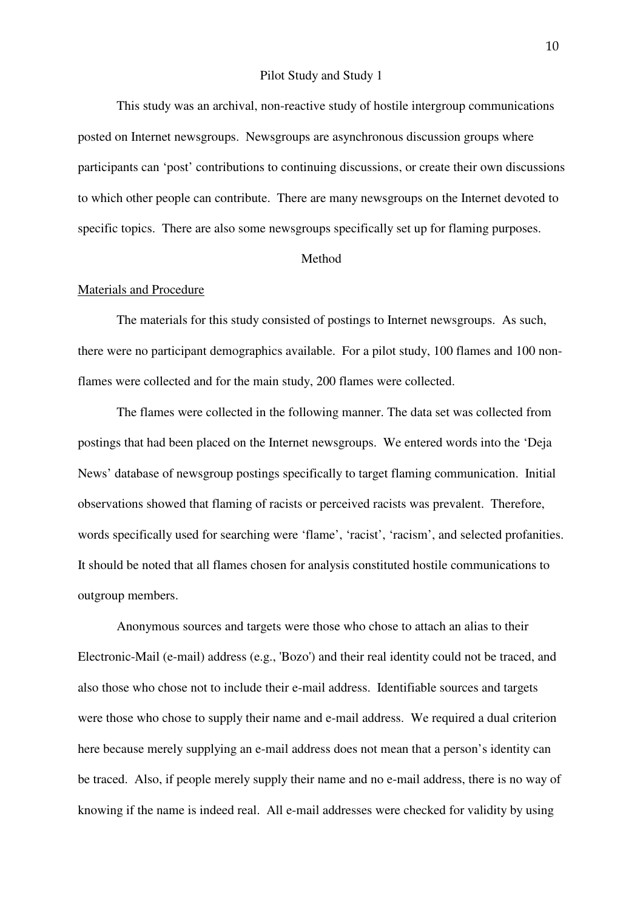## Pilot Study and Study 1

This study was an archival, non-reactive study of hostile intergroup communications posted on Internet newsgroups. Newsgroups are asynchronous discussion groups where participants can 'post' contributions to continuing discussions, or create their own discussions to which other people can contribute. There are many newsgroups on the Internet devoted to specific topics. There are also some newsgroups specifically set up for flaming purposes.

### Method

#### Materials and Procedure

The materials for this study consisted of postings to Internet newsgroups. As such, there were no participant demographics available. For a pilot study, 100 flames and 100 non-flames were collected and for the main study, 200 flames were collected.

The flames were collected in the following manner. The data set was collected from postings that had been placed on the Internet newsgroups. We entered words into the 'Deja News' database of newsgroup postings specifically to target flaming communication. Initial observations showed that flaming of racists or perceived racists was prevalent. Therefore, words specifically used for searching were 'flame', 'racist', 'racism', and selected profanities. It should be noted that all flames chosen for analysis constituted hostile communications to outgroup members.

Anonymous sources and targets were those who chose to attach an alias to their Electronic-Mail (e-mail) address (e.g., 'Bozo') and their real identity could not be traced, and also those who chose not to include their e-mail address. Identifiable sources and targets were those who chose to supply their name and e-mail address. We required a dual criterion here because merely supplying an e-mail address does not mean that a person's identity can be traced. Also, if people merely supply their name and no e-mail address, there is no way of knowing if the name is indeed real. All e-mail addresses were checked for validity by using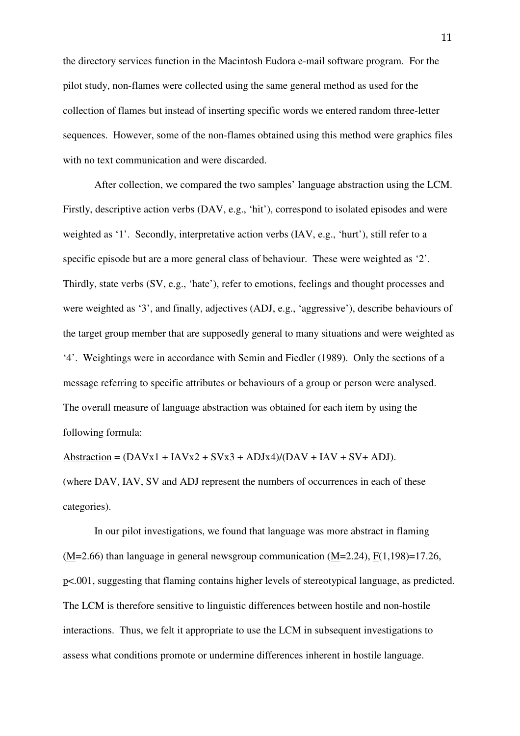the directory services function in the Macintosh Eudora e-mail software program. For the pilot study, non-flames were collected using the same general method as used for the collection of flames but instead of inserting specific words we entered random three-letter sequences. However, some of the non-flames obtained using this method were graphics files with no text communication and were discarded.

After collection, we compared the two samples' language abstraction using the LCM. Firstly, descriptive action verbs (DAV, e.g., 'hit'), correspond to isolated episodes and were weighted as '1'. Secondly, interpretative action verbs (IAV, e.g., 'hurt'), still refer to a specific episode but are a more general class of behaviour. These were weighted as '2'. Thirdly, state verbs (SV, e.g., 'hate'), refer to emotions, feelings and thought processes and were weighted as '3', and finally, adjectives (ADJ, e.g., 'aggressive'), describe behaviours of the target group member that are supposedly general to many situations and were weighted as '4'. Weightings were in accordance with Semin and Fiedler (1989). Only the sections of a message referring to specific attributes or behaviours of a group or person were analysed. The overall measure of language abstraction was obtained for each item by using the following formula:

<u>Abstraction</u> = (DAVx1 + IAVx2 + SVx3 + ADJx4)/(DAV + IAV + SV+ ADJ).

(where DAV, IAV, SV and ADJ represent the numbers of occurrences in each of these categories).

In our pilot investigations, we found that language was more abstract in flaming ($M$=2.66) than language in general newsgroup communication ($M$=2.24), $F(1,198)=17.26$, $p<.001$, suggesting that flaming contains higher levels of stereotypical language, as predicted. The LCM is therefore sensitive to linguistic differences between hostile and non-hostile interactions. Thus, we felt it appropriate to use the LCM in subsequent investigations to assess what conditions promote or undermine differences inherent in hostile language.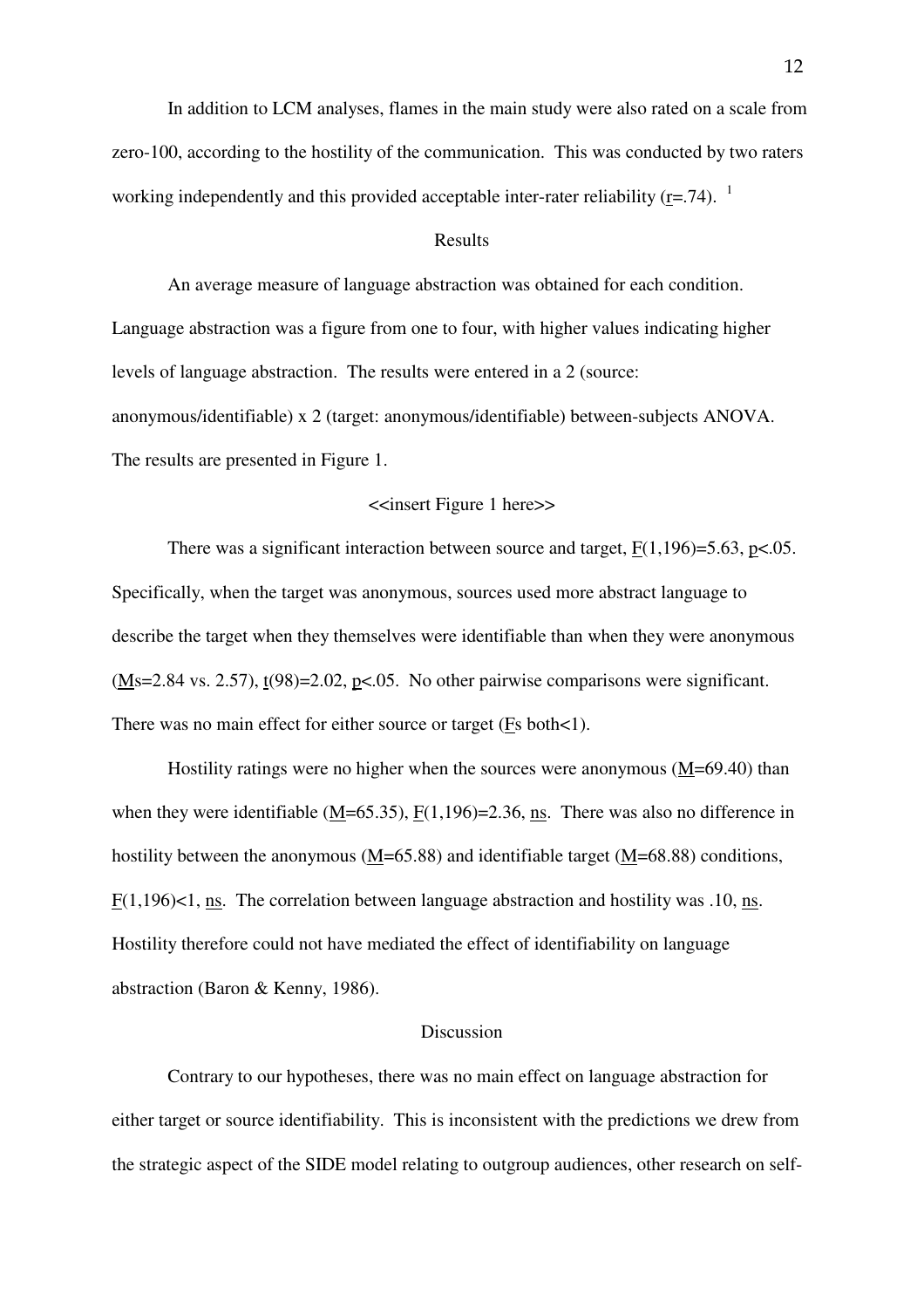In addition to LCM analyses, flames in the main study were also rated on a scale from zero-100, according to the hostility of the communication. This was conducted by two raters working independently and this provided acceptable inter-rater reliability ($r$=.74). [1]

## Results

An average measure of language abstraction was obtained for each condition. Language abstraction was a figure from one to four, with higher values indicating higher levels of language abstraction. The results were entered in a 2 (source: anonymous/identifiable) x 2 (target: anonymous/identifiable) between-subjects ANOVA. The results are presented in Figure 1.

<<insert Figure 1 here>>

There was a significant interaction between source and target, $F(1,196)=5.63$, $p<.05$. Specifically, when the target was anonymous, sources used more abstract language to describe the target when they themselves were identifiable than when they were anonymous ($M$s=2.84 vs. 2.57), $t(98)=2.02$, $p<.05$. No other pairwise comparisons were significant. There was no main effect for either source or target ($F$s both<1).

Hostility ratings were no higher when the sources were anonymous ($M$=69.40) than when they were identifiable ($M$=65.35), $F(1,196)=2.36$, ns. There was also no difference in hostility between the anonymous ($M$=65.88) and identifiable target ($M$=68.88) conditions, $F(1,196)<1$, ns. The correlation between language abstraction and hostility was .10, ns. Hostility therefore could not have mediated the effect of identifiability on language abstraction (Baron & Kenny, 1986).

## Discussion

Contrary to our hypotheses, there was no main effect on language abstraction for either target or source identifiability. This is inconsistent with the predictions we drew from the strategic aspect of the SIDE model relating to outgroup audiences, other research on self-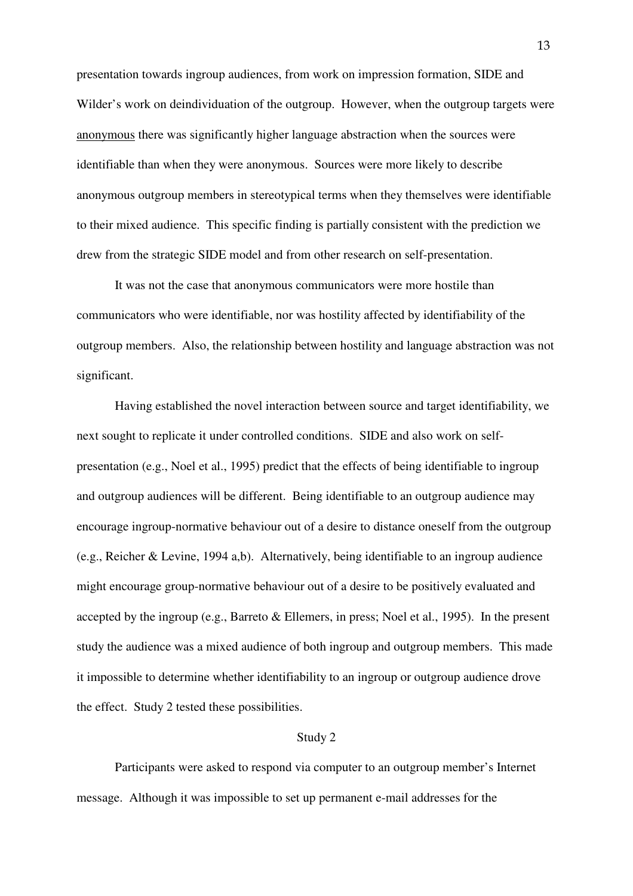presentation towards ingroup audiences, from work on impression formation, SIDE and Wilder's work on deindividuation of the outgroup. However, when the outgroup targets were anonymous there was significantly higher language abstraction when the sources were identifiable than when they were anonymous. Sources were more likely to describe anonymous outgroup members in stereotypical terms when they themselves were identifiable to their mixed audience. This specific finding is partially consistent with the prediction we drew from the strategic SIDE model and from other research on self-presentation.

It was not the case that anonymous communicators were more hostile than communicators who were identifiable, nor was hostility affected by identifiability of the outgroup members. Also, the relationship between hostility and language abstraction was not significant.

Having established the novel interaction between source and target identifiability, we next sought to replicate it under controlled conditions. SIDE and also work on self-presentation (e.g., Noel et al., 1995) predict that the effects of being identifiable to ingroup and outgroup audiences will be different. Being identifiable to an outgroup audience may encourage ingroup-normative behaviour out of a desire to distance oneself from the outgroup (e.g., Reicher & Levine, 1994 a,b). Alternatively, being identifiable to an ingroup audience might encourage group-normative behaviour out of a desire to be positively evaluated and accepted by the ingroup (e.g., Barreto & Ellemers, in press; Noel et al., 1995). In the present study the audience was a mixed audience of both ingroup and outgroup members. This made it impossible to determine whether identifiability to an ingroup or outgroup audience drove the effect. Study 2 tested these possibilities.

## Study 2

Participants were asked to respond via computer to an outgroup member's Internet message. Although it was impossible to set up permanent e-mail addresses for the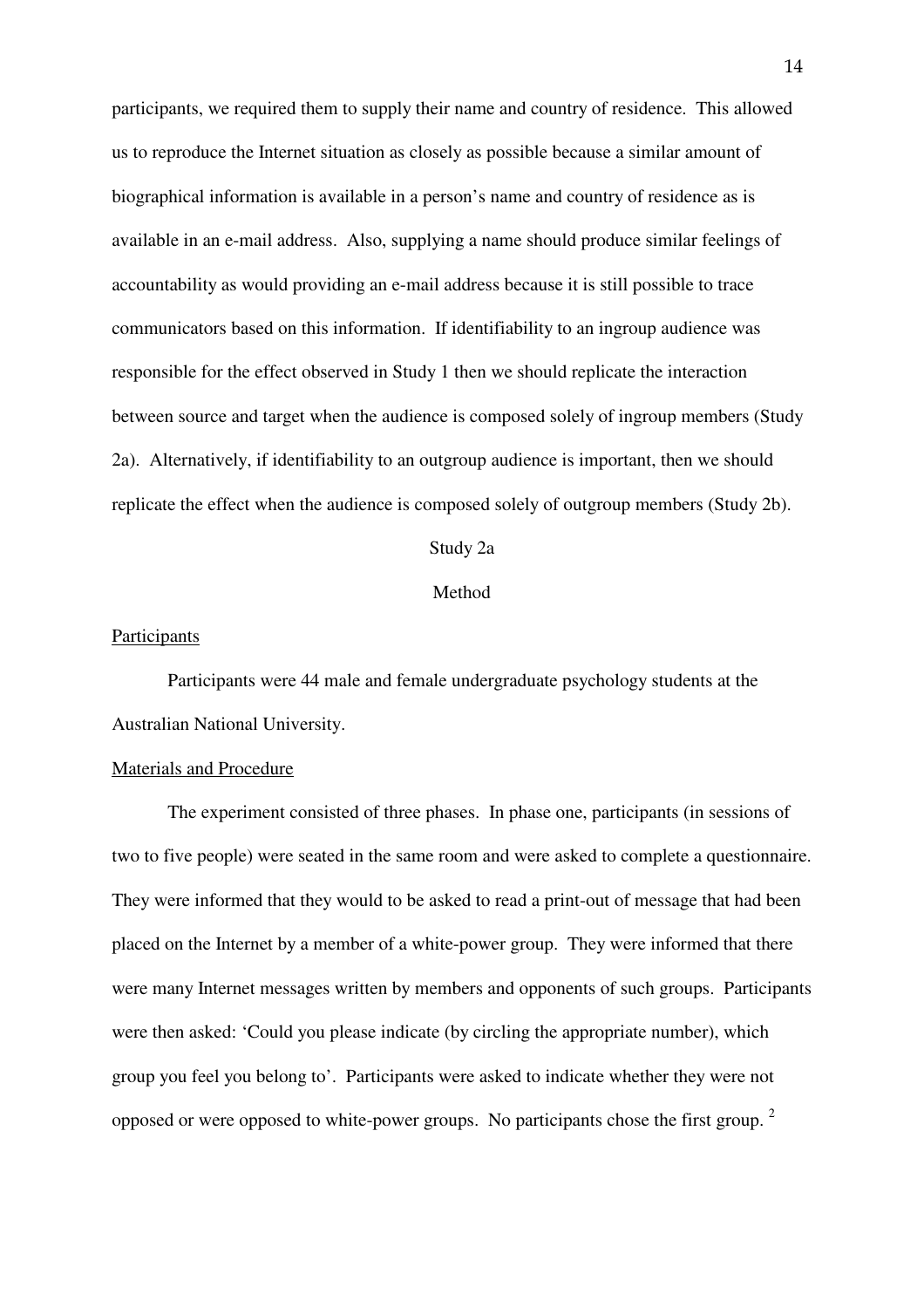participants, we required them to supply their name and country of residence. This allowed us to reproduce the Internet situation as closely as possible because a similar amount of biographical information is available in a person's name and country of residence as is available in an e-mail address. Also, supplying a name should produce similar feelings of accountability as would providing an e-mail address because it is still possible to trace communicators based on this information. If identifiability to an ingroup audience was responsible for the effect observed in Study 1 then we should replicate the interaction between source and target when the audience is composed solely of ingroup members (Study 2a). Alternatively, if identifiability to an outgroup audience is important, then we should replicate the effect when the audience is composed solely of outgroup members (Study 2b).

## Study 2a

### Method

#### Participants

Participants were 44 male and female undergraduate psychology students at the Australian National University.

#### Materials and Procedure

The experiment consisted of three phases. In phase one, participants (in sessions of two to five people) were seated in the same room and were asked to complete a questionnaire. They were informed that they would to be asked to read a print-out of message that had been placed on the Internet by a member of a white-power group. They were informed that there were many Internet messages written by members and opponents of such groups. Participants were then asked: 'Could you please indicate (by circling the appropriate number), which group you feel you belong to'. Participants were asked to indicate whether they were not opposed or were opposed to white-power groups. No participants chose the first group. [2]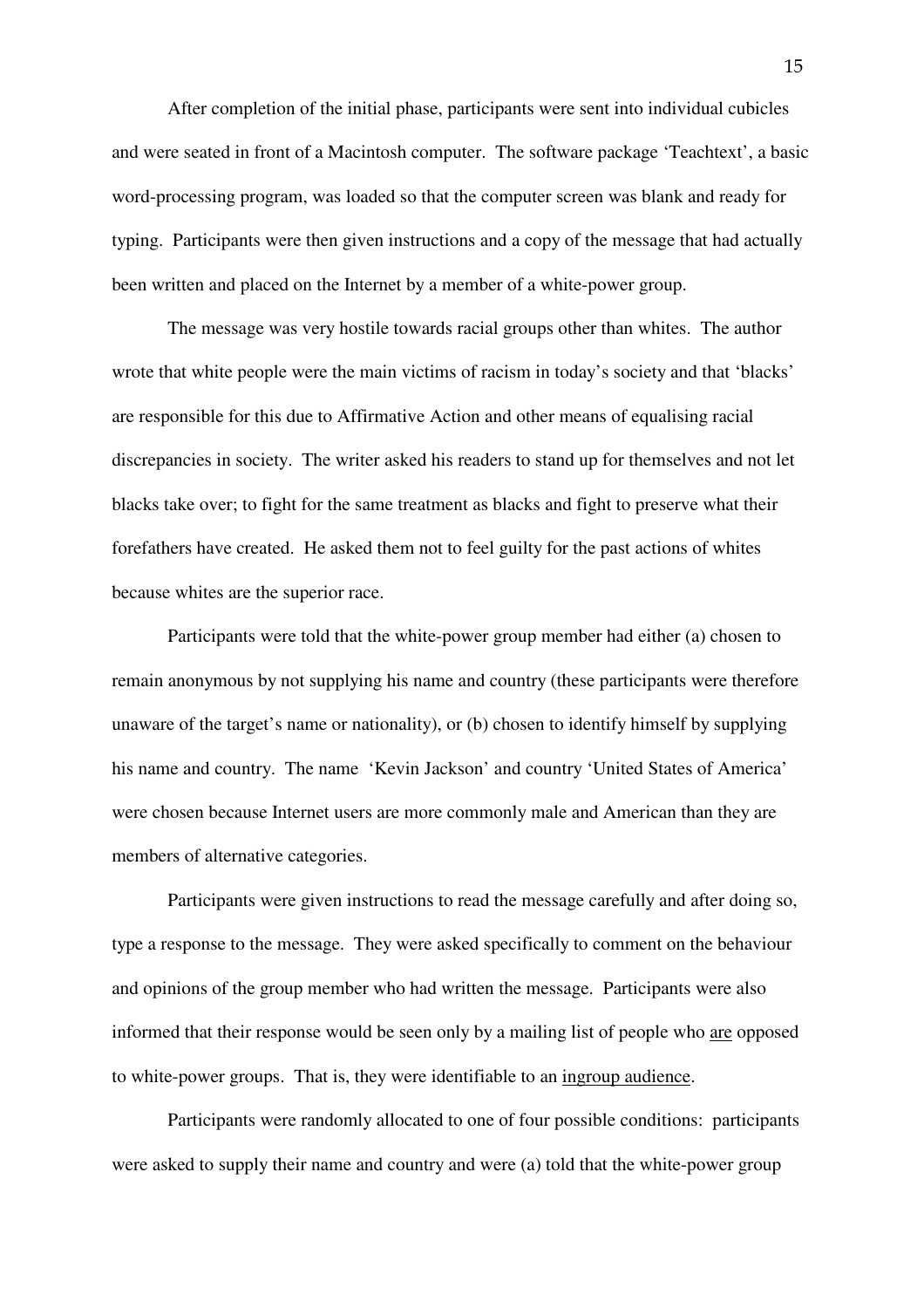After completion of the initial phase, participants were sent into individual cubicles and were seated in front of a Macintosh computer. The software package 'Teachtext', a basic word-processing program, was loaded so that the computer screen was blank and ready for typing. Participants were then given instructions and a copy of the message that had actually been written and placed on the Internet by a member of a white-power group.

The message was very hostile towards racial groups other than whites. The author wrote that white people were the main victims of racism in today's society and that 'blacks' are responsible for this due to Affirmative Action and other means of equalising racial discrepancies in society. The writer asked his readers to stand up for themselves and not let blacks take over; to fight for the same treatment as blacks and fight to preserve what their forefathers have created. He asked them not to feel guilty for the past actions of whites because whites are the superior race.

Participants were told that the white-power group member had either (a) chosen to remain anonymous by not supplying his name and country (these participants were therefore unaware of the target's name or nationality), or (b) chosen to identify himself by supplying his name and country. The name 'Kevin Jackson' and country 'United States of America' were chosen because Internet users are more commonly male and American than they are members of alternative categories.

Participants were given instructions to read the message carefully and after doing so, type a response to the message. They were asked specifically to comment on the behaviour and opinions of the group member who had written the message. Participants were also informed that their response would be seen only by a mailing list of people who <u>are</u> opposed to white-power groups. That is, they were identifiable to an <u>ingroup audience</u>.

Participants were randomly allocated to one of four possible conditions: participants were asked to supply their name and country and were (a) told that the white-power group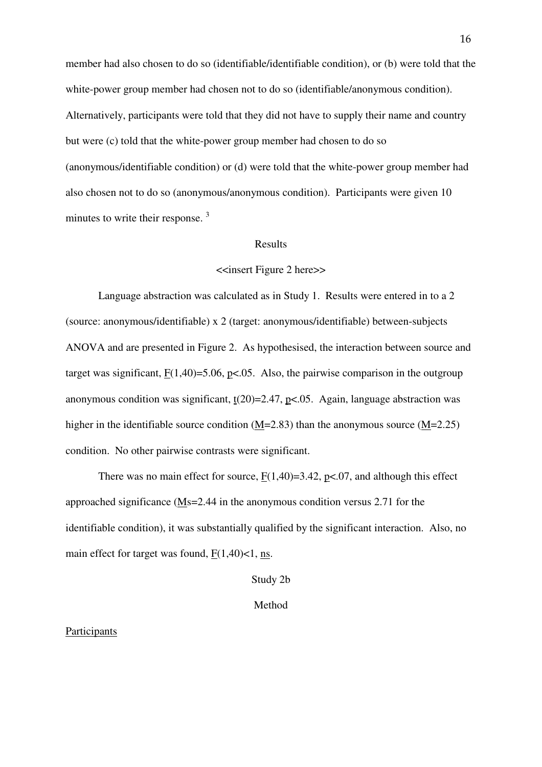member had also chosen to do so (identifiable/identifiable condition), or (b) were told that the white-power group member had chosen not to do so (identifiable/anonymous condition). Alternatively, participants were told that they did not have to supply their name and country but were (c) told that the white-power group member had chosen to do so (anonymous/identifiable condition) or (d) were told that the white-power group member had also chosen not to do so (anonymous/anonymous condition). Participants were given 10 minutes to write their response. [3]

## Results

<<insert Figure 2 here>>

Language abstraction was calculated as in Study 1. Results were entered in to a 2 (source: anonymous/identifiable) x 2 (target: anonymous/identifiable) between-subjects ANOVA and are presented in Figure 2. As hypothesised, the interaction between source and target was significant, $F(1,40)=5.06$, $p<.05$. Also, the pairwise comparison in the outgroup anonymous condition was significant, $t(20)=2.47$, $p<.05$. Again, language abstraction was higher in the identifiable source condition ($M=2.83$) than the anonymous source ($M=2.25$) condition. No other pairwise contrasts were significant.

There was no main effect for source, $F(1,40)=3.42$, $p<.07$, and although this effect approached significance ($M$s=2.44 in the anonymous condition versus 2.71 for the identifiable condition), it was substantially qualified by the significant interaction. Also, no main effect for target was found, $F(1,40)<1$, ns.

## Study 2b

### Method

#### Participants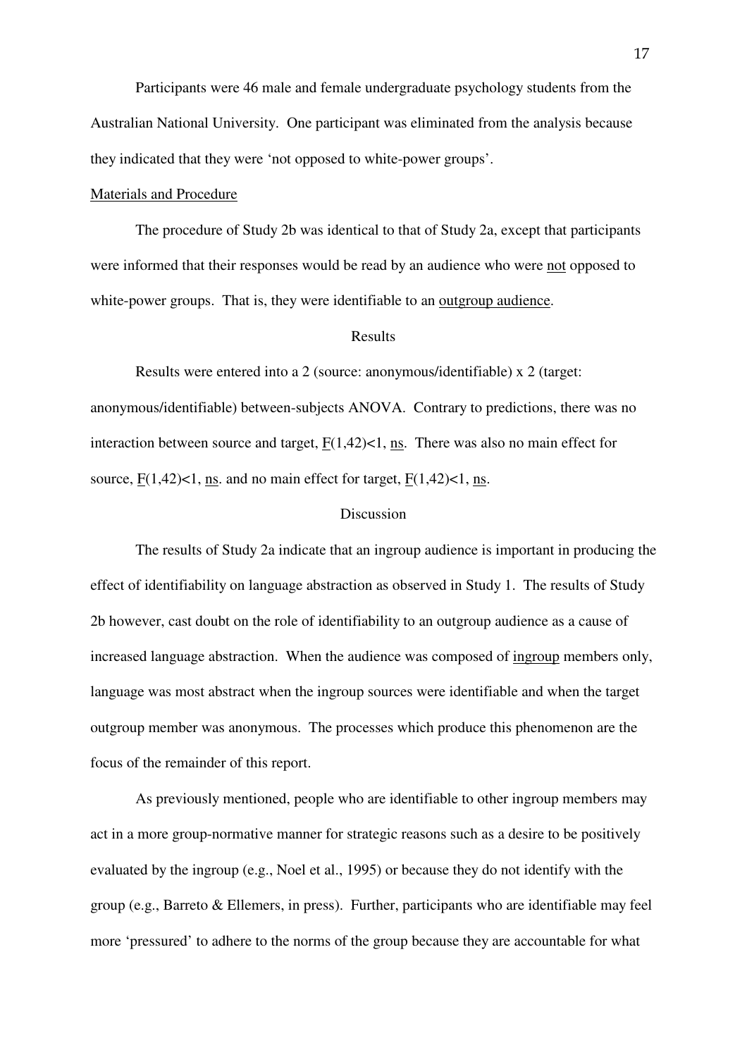Participants were 46 male and female undergraduate psychology students from the Australian National University. One participant was eliminated from the analysis because they indicated that they were 'not opposed to white-power groups'.

Materials and Procedure

The procedure of Study 2b was identical to that of Study 2a, except that participants were informed that their responses would be read by an audience who were not opposed to white-power groups. That is, they were identifiable to an outgroup audience.

## Results

Results were entered into a 2 (source: anonymous/identifiable) x 2 (target: anonymous/identifiable) between-subjects ANOVA. Contrary to predictions, there was no interaction between source and target, $F(1,42)<1$, ns. There was also no main effect for source, $F(1,42)<1$, ns. and no main effect for target, $F(1,42)<1$, ns.

## Discussion

The results of Study 2a indicate that an ingroup audience is important in producing the effect of identifiability on language abstraction as observed in Study 1. The results of Study 2b however, cast doubt on the role of identifiability to an outgroup audience as a cause of increased language abstraction. When the audience was composed of ingroup members only, language was most abstract when the ingroup sources were identifiable and when the target outgroup member was anonymous. The processes which produce this phenomenon are the focus of the remainder of this report.

As previously mentioned, people who are identifiable to other ingroup members may act in a more group-normative manner for strategic reasons such as a desire to be positively evaluated by the ingroup (e.g., Noel et al., 1995) or because they do not identify with the group (e.g., Barreto & Ellemers, in press). Further, participants who are identifiable may feel more 'pressured' to adhere to the norms of the group because they are accountable for what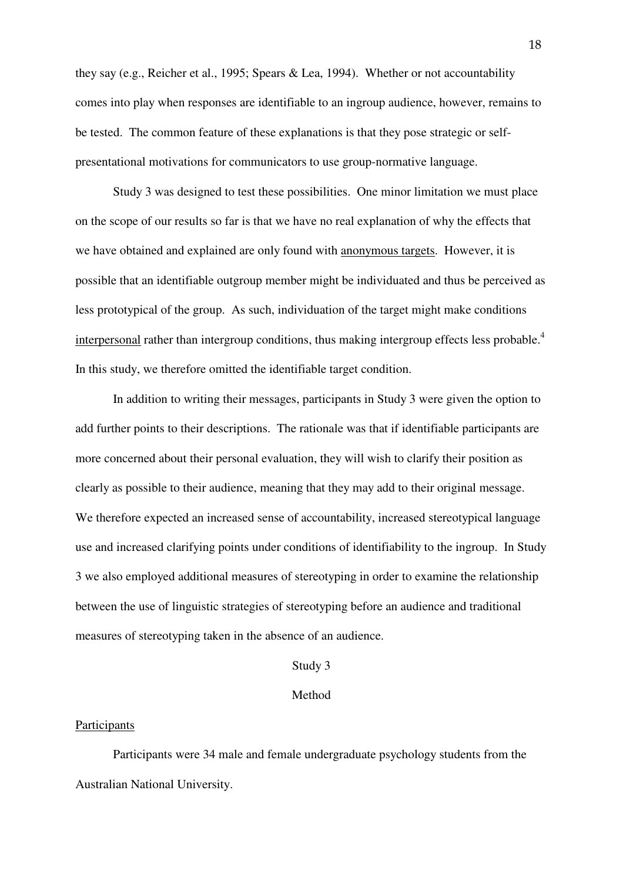they say (e.g., Reicher et al., 1995; Spears & Lea, 1994). Whether or not accountability comes into play when responses are identifiable to an ingroup audience, however, remains to be tested. The common feature of these explanations is that they pose strategic or self-presentational motivations for communicators to use group-normative language.

Study 3 was designed to test these possibilities. One minor limitation we must place on the scope of our results so far is that we have no real explanation of why the effects that we have obtained and explained are only found with anonymous targets. However, it is possible that an identifiable outgroup member might be individuated and thus be perceived as less prototypical of the group. As such, individuation of the target might make conditions interpersonal rather than intergroup conditions, thus making intergroup effects less probable.[4] In this study, we therefore omitted the identifiable target condition.

In addition to writing their messages, participants in Study 3 were given the option to add further points to their descriptions. The rationale was that if identifiable participants are more concerned about their personal evaluation, they will wish to clarify their position as clearly as possible to their audience, meaning that they may add to their original message. We therefore expected an increased sense of accountability, increased stereotypical language use and increased clarifying points under conditions of identifiability to the ingroup. In Study 3 we also employed additional measures of stereotyping in order to examine the relationship between the use of linguistic strategies of stereotyping before an audience and traditional measures of stereotyping taken in the absence of an audience.

# Study 3

## Method

### Participants

Participants were 34 male and female undergraduate psychology students from the Australian National University.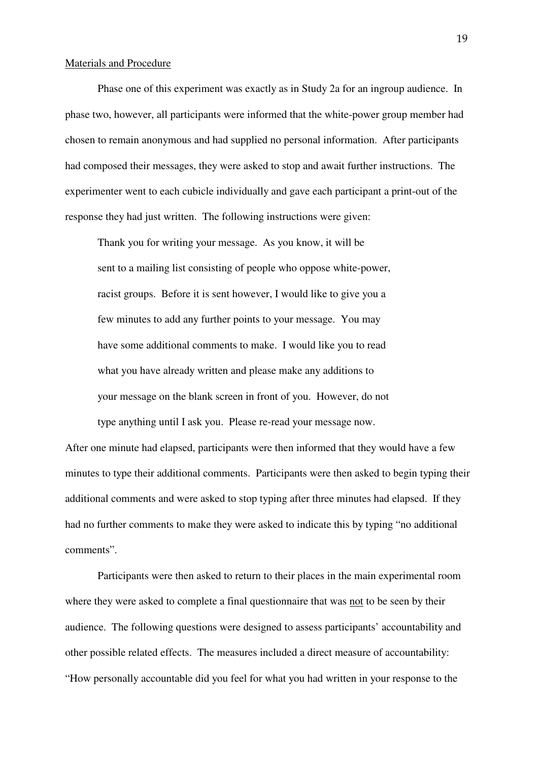Materials and Procedure

Phase one of this experiment was exactly as in Study 2a for an ingroup audience. In phase two, however, all participants were informed that the white-power group member had chosen to remain anonymous and had supplied no personal information. After participants had composed their messages, they were asked to stop and await further instructions. The experimenter went to each cubicle individually and gave each participant a print-out of the response they had just written. The following instructions were given:

> Thank you for writing your message. As you know, it will be sent to a mailing list consisting of people who oppose white-power, racist groups. Before it is sent however, I would like to give you a few minutes to add any further points to your message. You may have some additional comments to make. I would like you to read what you have already written and please make any additions to your message on the blank screen in front of you. However, do not type anything until I ask you. Please re-read your message now.

After one minute had elapsed, participants were then informed that they would have a few minutes to type their additional comments. Participants were then asked to begin typing their additional comments and were asked to stop typing after three minutes had elapsed. If they had no further comments to make they were asked to indicate this by typing "no additional comments".

Participants were then asked to return to their places in the main experimental room where they were asked to complete a final questionnaire that was not to be seen by their audience. The following questions were designed to assess participants' accountability and other possible related effects. The measures included a direct measure of accountability: "How personally accountable did you feel for what you had written in your response to the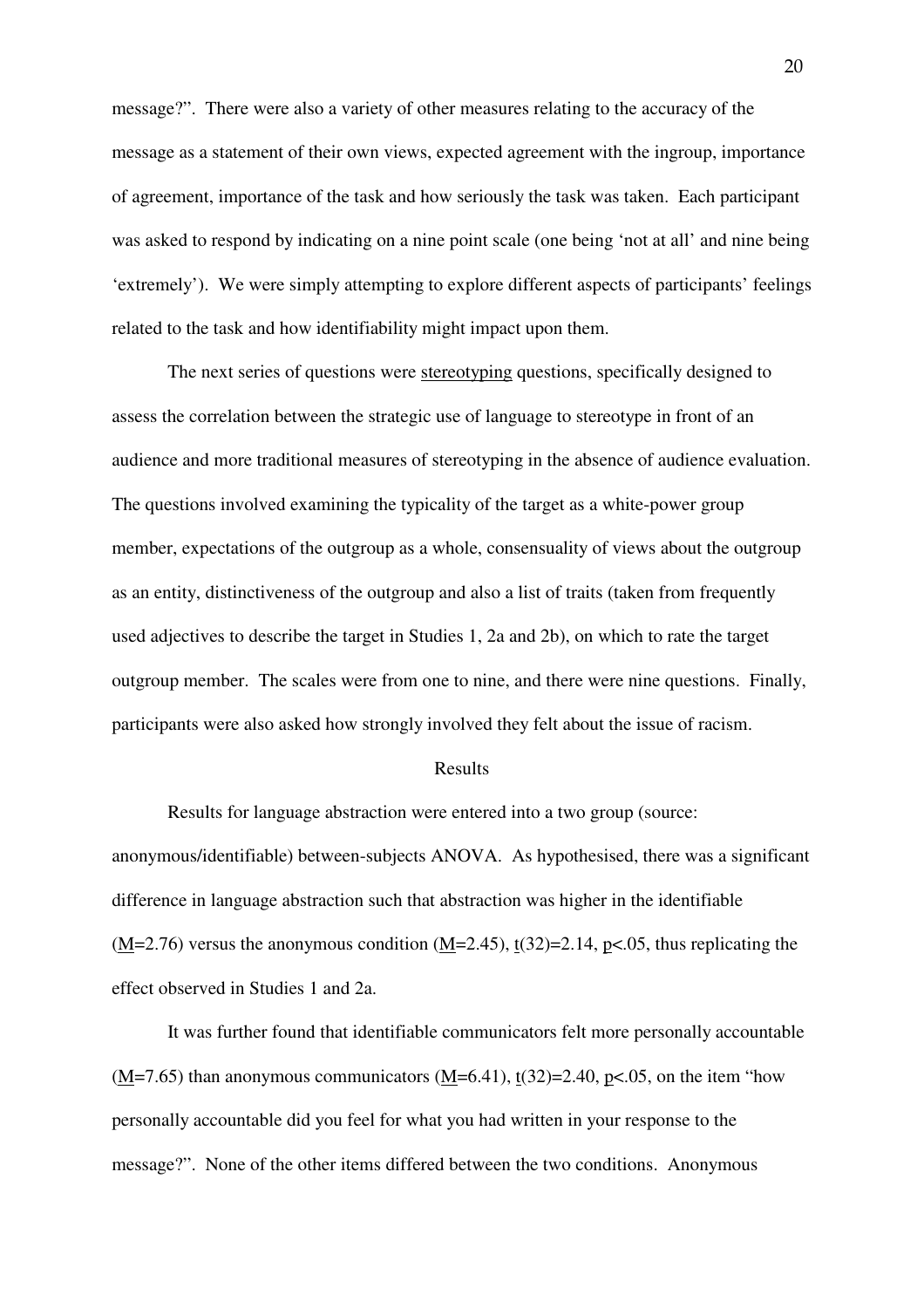message?". There were also a variety of other measures relating to the accuracy of the message as a statement of their own views, expected agreement with the ingroup, importance of agreement, importance of the task and how seriously the task was taken. Each participant was asked to respond by indicating on a nine point scale (one being 'not at all' and nine being 'extremely'). We were simply attempting to explore different aspects of participants' feelings related to the task and how identifiability might impact upon them.

The next series of questions were stereotyping questions, specifically designed to assess the correlation between the strategic use of language to stereotype in front of an audience and more traditional measures of stereotyping in the absence of audience evaluation. The questions involved examining the typicality of the target as a white-power group member, expectations of the outgroup as a whole, consensuality of views about the outgroup as an entity, distinctiveness of the outgroup and also a list of traits (taken from frequently used adjectives to describe the target in Studies 1, 2a and 2b), on which to rate the target outgroup member. The scales were from one to nine, and there were nine questions. Finally, participants were also asked how strongly involved they felt about the issue of racism.

## Results

Results for language abstraction were entered into a two group (source: anonymous/identifiable) between-subjects ANOVA. As hypothesised, there was a significant difference in language abstraction such that abstraction was higher in the identifiable ($M$=2.76) versus the anonymous condition ($M$=2.45), $t(32)=2.14$, $p<.05$, thus replicating the effect observed in Studies 1 and 2a.

It was further found that identifiable communicators felt more personally accountable ($M$=7.65) than anonymous communicators ($M$=6.41), $t(32)=2.40$, $p<.05$, on the item "how personally accountable did you feel for what you had written in your response to the message?". None of the other items differed between the two conditions. Anonymous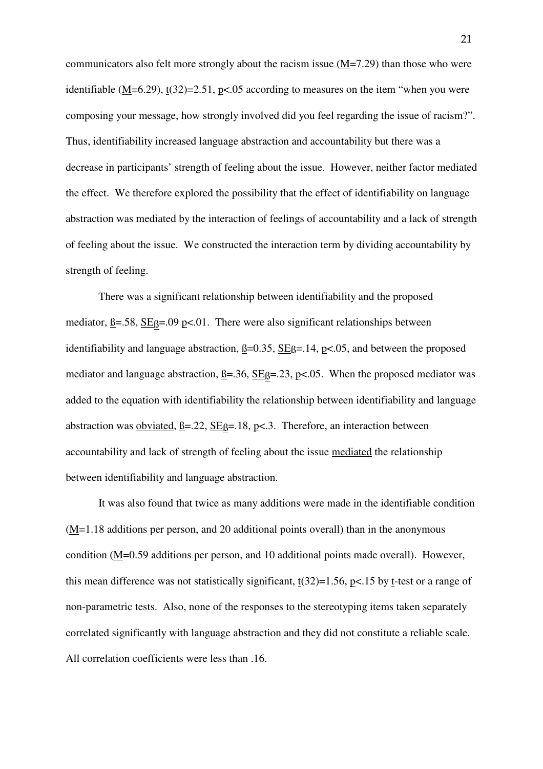communicators also felt more strongly about the racism issue (M=7.29) than those who were identifiable (M=6.29), $t(32)=2.51$, $p<.05$ according to measures on the item "when you were composing your message, how strongly involved did you feel regarding the issue of racism?". Thus, identifiability increased language abstraction and accountability but there was a decrease in participants' strength of feeling about the issue. However, neither factor mediated the effect. We therefore explored the possibility that the effect of identifiability on language abstraction was mediated by the interaction of feelings of accountability and a lack of strength of feeling about the issue. We constructed the interaction term by dividing accountability by strength of feeling.

There was a significant relationship between identifiability and the proposed mediator, ß=.58, SEß=.09 $p<.01$. There were also significant relationships between identifiability and language abstraction, ß=0.35, SEß=.14, $p<.05$, and between the proposed mediator and language abstraction, ß=.36, SEß=.23, $p<.05$. When the proposed mediator was added to the equation with identifiability the relationship between identifiability and language abstraction was obviated, ß=.22, SEß=.18, $p<.3$. Therefore, an interaction between accountability and lack of strength of feeling about the issue mediated the relationship between identifiability and language abstraction.

It was also found that twice as many additions were made in the identifiable condition (M=1.18 additions per person, and 20 additional points overall) than in the anonymous condition (M=0.59 additions per person, and 10 additional points made overall). However, this mean difference was not statistically significant, $t(32)=1.56$, $p<.15$ by t-test or a range of non-parametric tests. Also, none of the responses to the stereotyping items taken separately correlated significantly with language abstraction and they did not constitute a reliable scale. All correlation coefficients were less than .16.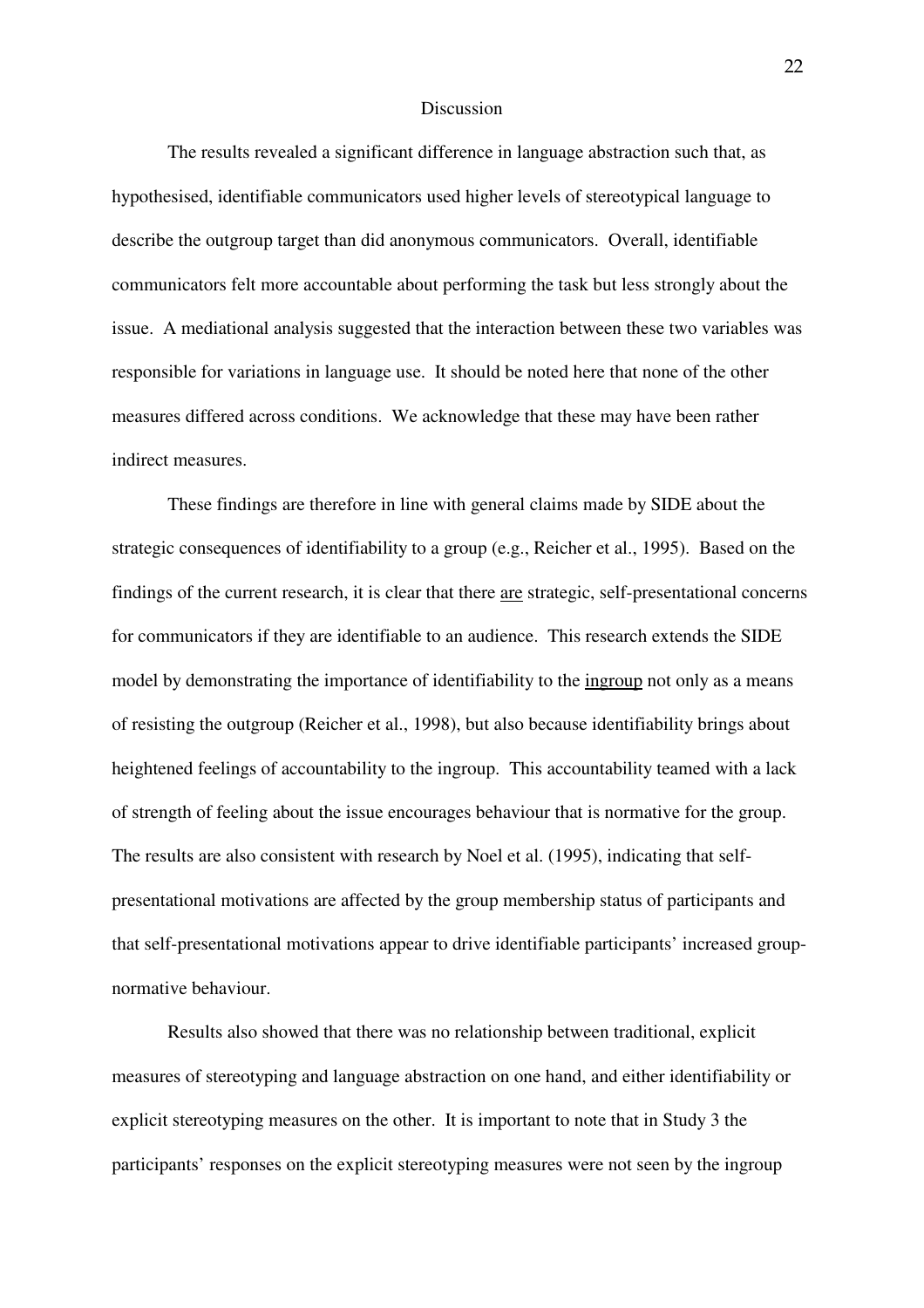## Discussion

The results revealed a significant difference in language abstraction such that, as hypothesised, identifiable communicators used higher levels of stereotypical language to describe the outgroup target than did anonymous communicators. Overall, identifiable communicators felt more accountable about performing the task but less strongly about the issue. A mediational analysis suggested that the interaction between these two variables was responsible for variations in language use. It should be noted here that none of the other measures differed across conditions. We acknowledge that these may have been rather indirect measures.

These findings are therefore in line with general claims made by SIDE about the strategic consequences of identifiability to a group (e.g., Reicher et al., 1995). Based on the findings of the current research, it is clear that there <u>are</u> strategic, self-presentational concerns for communicators if they are identifiable to an audience. This research extends the SIDE model by demonstrating the importance of identifiability to the <u>ingroup</u> not only as a means of resisting the outgroup (Reicher et al., 1998), but also because identifiability brings about heightened feelings of accountability to the ingroup. This accountability teamed with a lack of strength of feeling about the issue encourages behaviour that is normative for the group. The results are also consistent with research by Noel et al. (1995), indicating that self-presentational motivations are affected by the group membership status of participants and that self-presentational motivations appear to drive identifiable participants' increased group-normative behaviour.

Results also showed that there was no relationship between traditional, explicit measures of stereotyping and language abstraction on one hand, and either identifiability or explicit stereotyping measures on the other. It is important to note that in Study 3 the participants' responses on the explicit stereotyping measures were not seen by the ingroup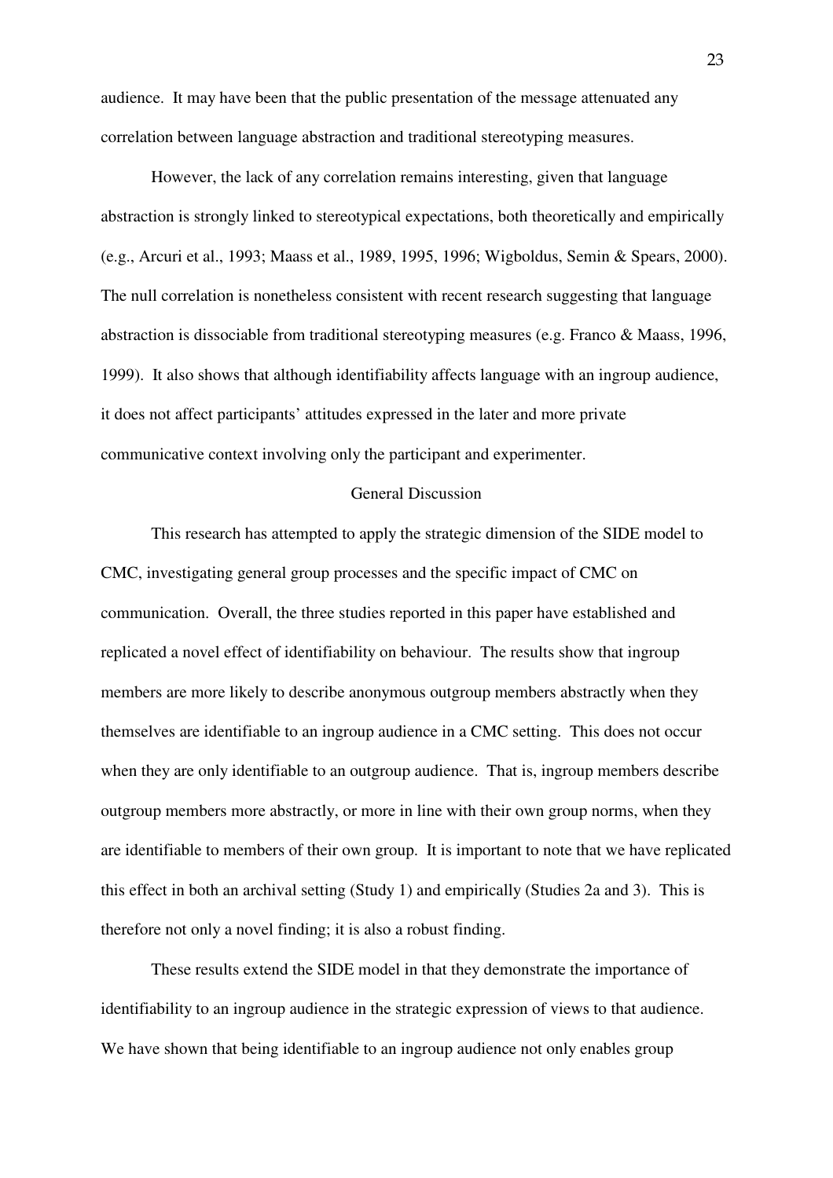audience. It may have been that the public presentation of the message attenuated any correlation between language abstraction and traditional stereotyping measures.

However, the lack of any correlation remains interesting, given that language abstraction is strongly linked to stereotypical expectations, both theoretically and empirically (e.g., Arcuri et al., 1993; Maass et al., 1989, 1995, 1996; Wigboldus, Semin & Spears, 2000). The null correlation is nonetheless consistent with recent research suggesting that language abstraction is dissociable from traditional stereotyping measures (e.g. Franco & Maass, 1996, 1999). It also shows that although identifiability affects language with an ingroup audience, it does not affect participants' attitudes expressed in the later and more private communicative context involving only the participant and experimenter.

## General Discussion

This research has attempted to apply the strategic dimension of the SIDE model to CMC, investigating general group processes and the specific impact of CMC on communication. Overall, the three studies reported in this paper have established and replicated a novel effect of identifiability on behaviour. The results show that ingroup members are more likely to describe anonymous outgroup members abstractly when they themselves are identifiable to an ingroup audience in a CMC setting. This does not occur when they are only identifiable to an outgroup audience. That is, ingroup members describe outgroup members more abstractly, or more in line with their own group norms, when they are identifiable to members of their own group. It is important to note that we have replicated this effect in both an archival setting (Study 1) and empirically (Studies 2a and 3). This is therefore not only a novel finding; it is also a robust finding.

These results extend the SIDE model in that they demonstrate the importance of identifiability to an ingroup audience in the strategic expression of views to that audience. We have shown that being identifiable to an ingroup audience not only enables group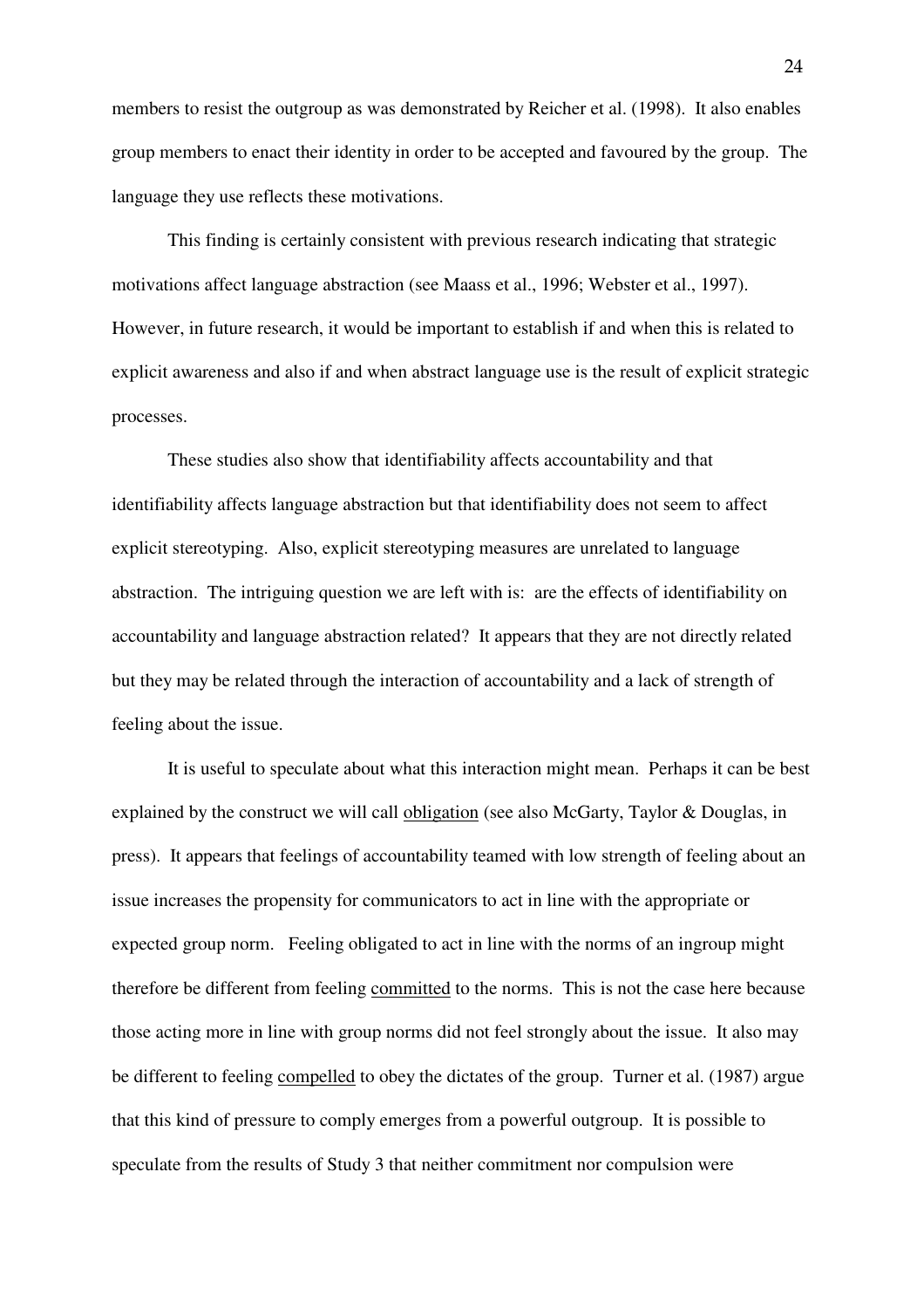members to resist the outgroup as was demonstrated by Reicher et al. (1998). It also enables group members to enact their identity in order to be accepted and favoured by the group. The language they use reflects these motivations.

This finding is certainly consistent with previous research indicating that strategic motivations affect language abstraction (see Maass et al., 1996; Webster et al., 1997). However, in future research, it would be important to establish if and when this is related to explicit awareness and also if and when abstract language use is the result of explicit strategic processes.

These studies also show that identifiability affects accountability and that identifiability affects language abstraction but that identifiability does not seem to affect explicit stereotyping. Also, explicit stereotyping measures are unrelated to language abstraction. The intriguing question we are left with is: are the effects of identifiability on accountability and language abstraction related? It appears that they are not directly related but they may be related through the interaction of accountability and a lack of strength of feeling about the issue.

It is useful to speculate about what this interaction might mean. Perhaps it can be best explained by the construct we will call <u>obligation</u> (see also McGarty, Taylor & Douglas, in press). It appears that feelings of accountability teamed with low strength of feeling about an issue increases the propensity for communicators to act in line with the appropriate or expected group norm. Feeling obligated to act in line with the norms of an ingroup might therefore be different from feeling <u>committed</u> to the norms. This is not the case here because those acting more in line with group norms did not feel strongly about the issue. It also may be different to feeling <u>compelled</u> to obey the dictates of the group. Turner et al. (1987) argue that this kind of pressure to comply emerges from a powerful outgroup. It is possible to speculate from the results of Study 3 that neither commitment nor compulsion were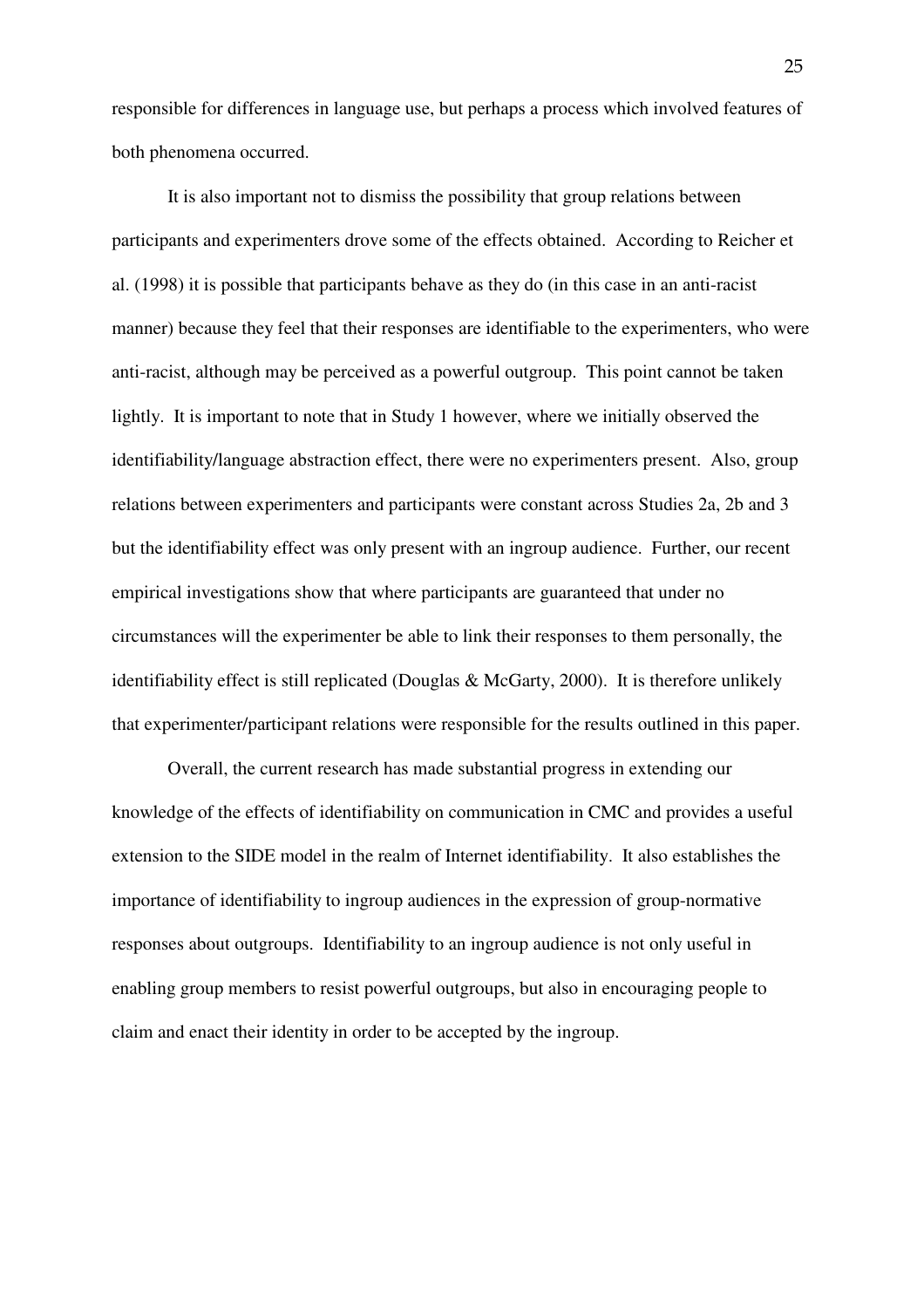responsible for differences in language use, but perhaps a process which involved features of both phenomena occurred.

It is also important not to dismiss the possibility that group relations between participants and experimenters drove some of the effects obtained. According to Reicher et al. (1998) it is possible that participants behave as they do (in this case in an anti-racist manner) because they feel that their responses are identifiable to the experimenters, who were anti-racist, although may be perceived as a powerful outgroup. This point cannot be taken lightly. It is important to note that in Study 1 however, where we initially observed the identifiability/language abstraction effect, there were no experimenters present. Also, group relations between experimenters and participants were constant across Studies 2a, 2b and 3 but the identifiability effect was only present with an ingroup audience. Further, our recent empirical investigations show that where participants are guaranteed that under no circumstances will the experimenter be able to link their responses to them personally, the identifiability effect is still replicated (Douglas & McGarty, 2000). It is therefore unlikely that experimenter/participant relations were responsible for the results outlined in this paper.

Overall, the current research has made substantial progress in extending our knowledge of the effects of identifiability on communication in CMC and provides a useful extension to the SIDE model in the realm of Internet identifiability. It also establishes the importance of identifiability to ingroup audiences in the expression of group-normative responses about outgroups. Identifiability to an ingroup audience is not only useful in enabling group members to resist powerful outgroups, but also in encouraging people to claim and enact their identity in order to be accepted by the ingroup.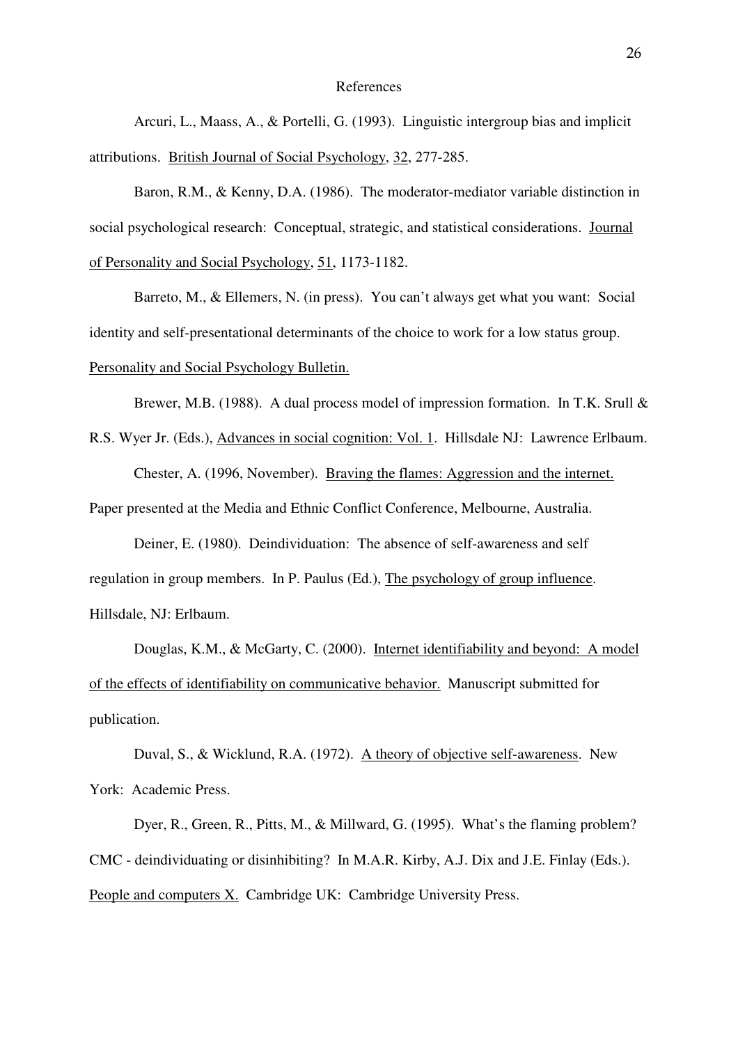## References

Arcuri, L., Maass, A., & Portelli, G. (1993). Linguistic intergroup bias and implicit attributions. British Journal of Social Psychology, 32, 277-285.

Baron, R.M., & Kenny, D.A. (1986). The moderator-mediator variable distinction in social psychological research: Conceptual, strategic, and statistical considerations. Journal of Personality and Social Psychology, 51, 1173-1182.

Barreto, M., & Ellemers, N. (in press). You can't always get what you want: Social identity and self-presentational determinants of the choice to work for a low status group. Personality and Social Psychology Bulletin.

Brewer, M.B. (1988). A dual process model of impression formation. In T.K. Srull & R.S. Wyer Jr. (Eds.), Advances in social cognition: Vol. 1. Hillsdale NJ: Lawrence Erlbaum.

Chester, A. (1996, November). Braving the flames: Aggression and the internet. Paper presented at the Media and Ethnic Conflict Conference, Melbourne, Australia.

Deiner, E. (1980). Deindividuation: The absence of self-awareness and self regulation in group members. In P. Paulus (Ed.), The psychology of group influence. Hillsdale, NJ: Erlbaum.

Douglas, K.M., & McGarty, C. (2000). Internet identifiability and beyond: A model of the effects of identifiability on communicative behavior. Manuscript submitted for publication.

Duval, S., & Wicklund, R.A. (1972). A theory of objective self-awareness. New York: Academic Press.

Dyer, R., Green, R., Pitts, M., & Millward, G. (1995). What's the flaming problem? CMC - deindividuating or disinhibiting? In M.A.R. Kirby, A.J. Dix and J.E. Finlay (Eds.). People and computers X. Cambridge UK: Cambridge University Press.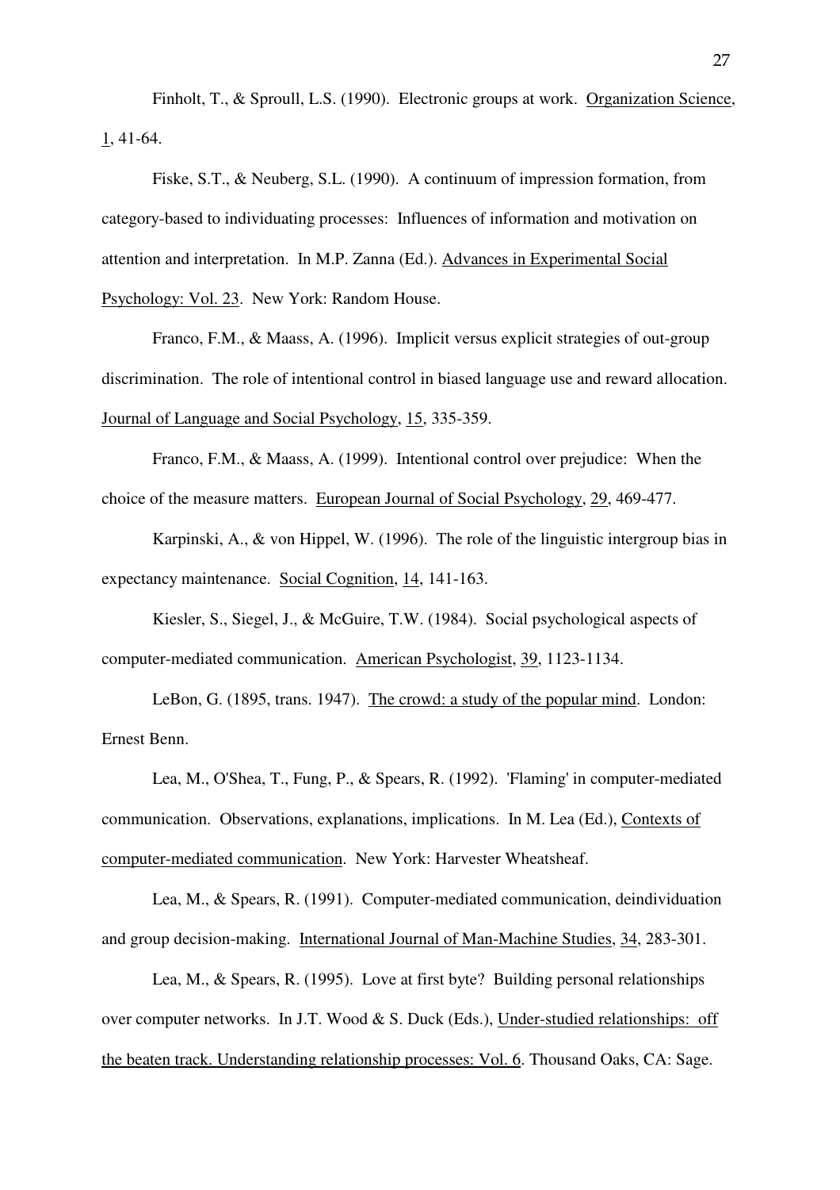Finholt, T., & Sproull, L.S. (1990). Electronic groups at work. Organization Science, 1, 41-64.

Fiske, S.T., & Neuberg, S.L. (1990). A continuum of impression formation, from category-based to individuating processes: Influences of information and motivation on attention and interpretation. In M.P. Zanna (Ed.). Advances in Experimental Social Psychology: Vol. 23. New York: Random House.

Franco, F.M., & Maass, A. (1996). Implicit versus explicit strategies of out-group discrimination. The role of intentional control in biased language use and reward allocation. Journal of Language and Social Psychology, 15, 335-359.

Franco, F.M., & Maass, A. (1999). Intentional control over prejudice: When the choice of the measure matters. European Journal of Social Psychology, 29, 469-477.

Karpinski, A., & von Hippel, W. (1996). The role of the linguistic intergroup bias in expectancy maintenance. Social Cognition, 14, 141-163.

Kiesler, S., Siegel, J., & McGuire, T.W. (1984). Social psychological aspects of computer-mediated communication. American Psychologist, 39, 1123-1134.

LeBon, G. (1895, trans. 1947). The crowd: a study of the popular mind. London: Ernest Benn.

Lea, M., O'Shea, T., Fung, P., & Spears, R. (1992). 'Flaming' in computer-mediated communication. Observations, explanations, implications. In M. Lea (Ed.), Contexts of computer-mediated communication. New York: Harvester Wheatsheaf.

Lea, M., & Spears, R. (1991). Computer-mediated communication, deindividuation and group decision-making. International Journal of Man-Machine Studies, 34, 283-301.

Lea, M., & Spears, R. (1995). Love at first byte? Building personal relationships over computer networks. In J.T. Wood & S. Duck (Eds.), Under-studied relationships: off the beaten track. Understanding relationship processes: Vol. 6. Thousand Oaks, CA: Sage.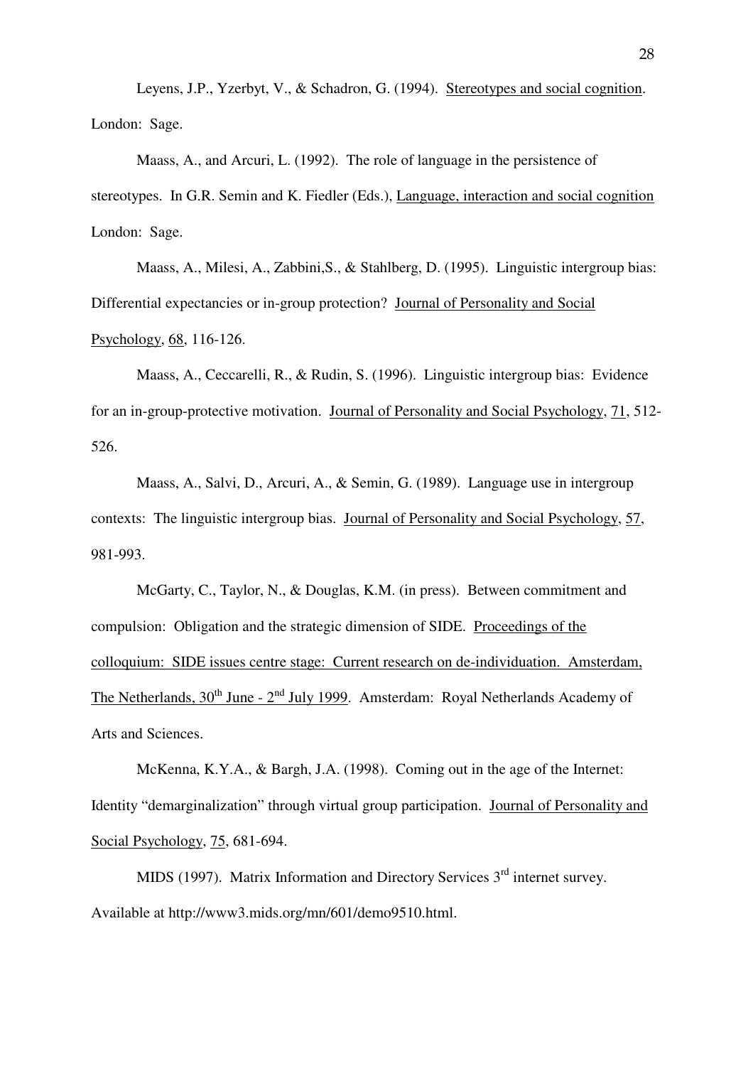Leyens, J.P., Yzerbyt, V., & Schadron, G. (1994). Stereotypes and social cognition. London: Sage.

Maass, A., and Arcuri, L. (1992). The role of language in the persistence of stereotypes. In G.R. Semin and K. Fiedler (Eds.), Language, interaction and social cognition London: Sage.

Maass, A., Milesi, A., Zabbini,S., & Stahlberg, D. (1995). Linguistic intergroup bias: Differential expectancies or in-group protection? Journal of Personality and Social Psychology, 68, 116-126.

Maass, A., Ceccarelli, R., & Rudin, S. (1996). Linguistic intergroup bias: Evidence for an in-group-protective motivation. Journal of Personality and Social Psychology, 71, 512-526.

Maass, A., Salvi, D., Arcuri, A., & Semin, G. (1989). Language use in intergroup contexts: The linguistic intergroup bias. Journal of Personality and Social Psychology, 57, 981-993.

McGarty, C., Taylor, N., & Douglas, K.M. (in press). Between commitment and compulsion: Obligation and the strategic dimension of SIDE. Proceedings of the colloquium: SIDE issues centre stage: Current research on de-individuation. Amsterdam, The Netherlands, 30th June - 2nd July 1999. Amsterdam: Royal Netherlands Academy of Arts and Sciences.

McKenna, K.Y.A., & Bargh, J.A. (1998). Coming out in the age of the Internet: Identity "demarginalization" through virtual group participation. Journal of Personality and Social Psychology, 75, 681-694.

MIDS (1997). Matrix Information and Directory Services 3rd internet survey. Available at http://www3.mids.org/mn/601/demo9510.html.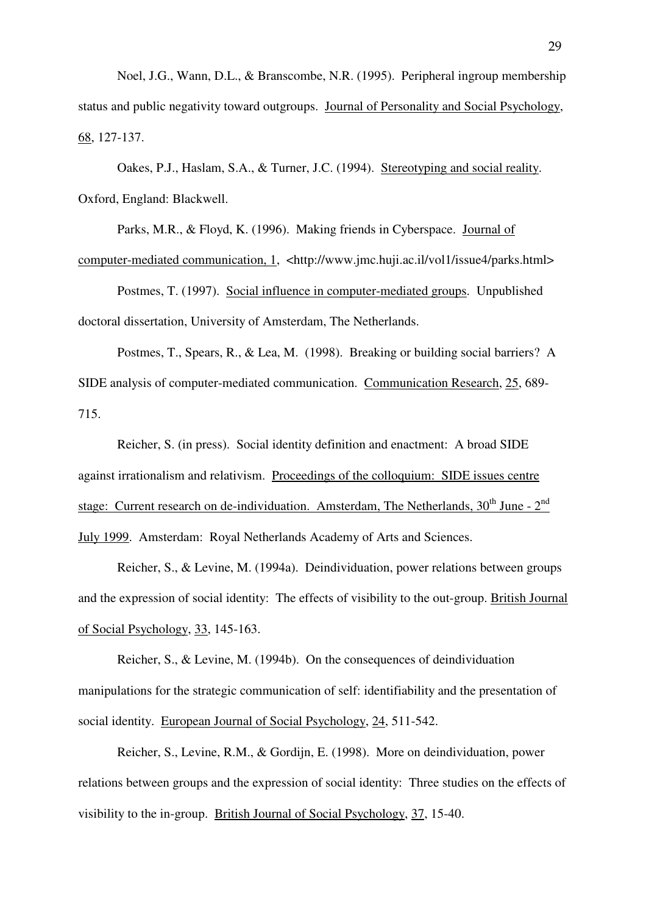Noel, J.G., Wann, D.L., & Branscombe, N.R. (1995). Peripheral ingroup membership status and public negativity toward outgroups. Journal of Personality and Social Psychology, 68, 127-137.

Oakes, P.J., Haslam, S.A., & Turner, J.C. (1994). Stereotyping and social reality. Oxford, England: Blackwell.

Parks, M.R., & Floyd, K. (1996). Making friends in Cyberspace. Journal of computer-mediated communication, 1, <http://www.jmc.huji.ac.il/vol1/issue4/parks.html>

Postmes, T. (1997). Social influence in computer-mediated groups. Unpublished doctoral dissertation, University of Amsterdam, The Netherlands.

Postmes, T., Spears, R., & Lea, M. (1998). Breaking or building social barriers? A SIDE analysis of computer-mediated communication. Communication Research, 25, 689-715.

Reicher, S. (in press). Social identity definition and enactment: A broad SIDE against irrationalism and relativism. Proceedings of the colloquium: SIDE issues centre stage: Current research on de-individuation. Amsterdam, The Netherlands, 30th June - 2nd July 1999. Amsterdam: Royal Netherlands Academy of Arts and Sciences.

Reicher, S., & Levine, M. (1994a). Deindividuation, power relations between groups and the expression of social identity: The effects of visibility to the out-group. British Journal of Social Psychology, 33, 145-163.

Reicher, S., & Levine, M. (1994b). On the consequences of deindividuation manipulations for the strategic communication of self: identifiability and the presentation of social identity. European Journal of Social Psychology, 24, 511-542.

Reicher, S., Levine, R.M., & Gordijn, E. (1998). More on deindividuation, power relations between groups and the expression of social identity: Three studies on the effects of visibility to the in-group. British Journal of Social Psychology, 37, 15-40.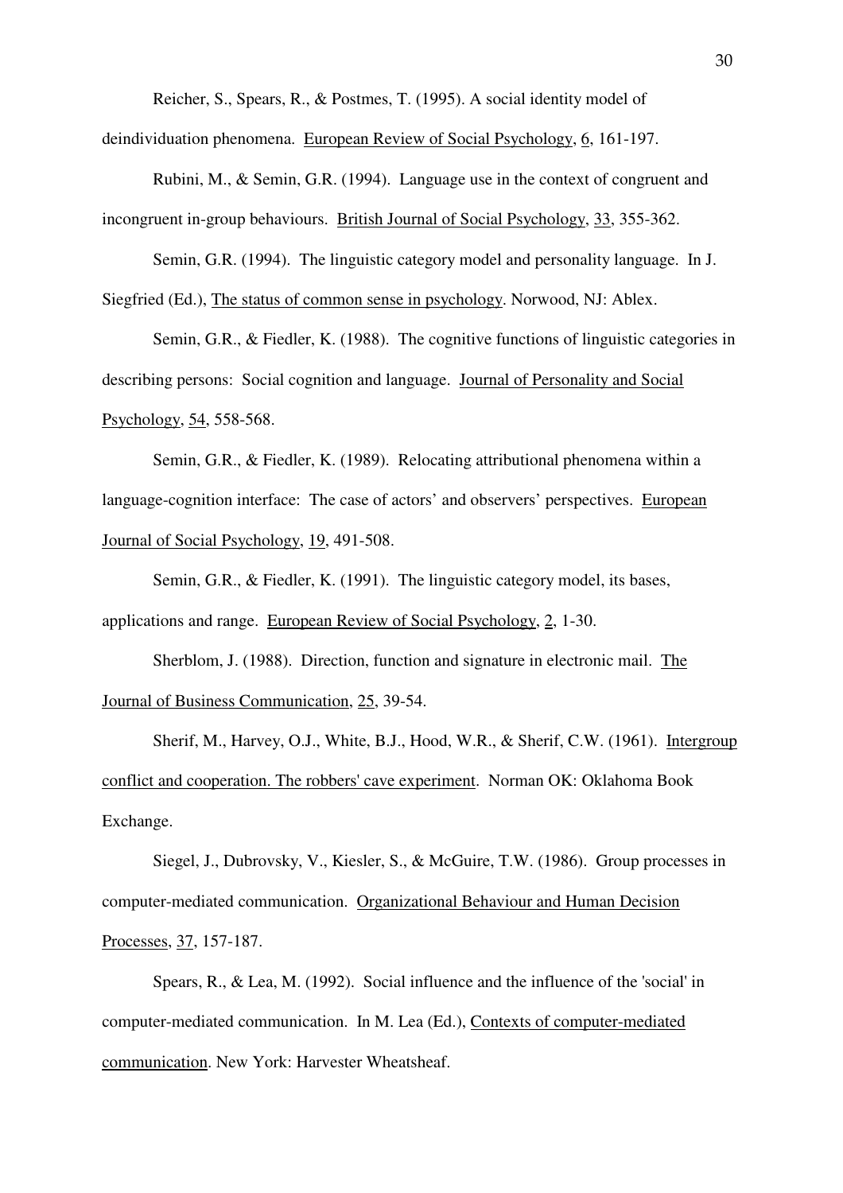Reicher, S., Spears, R., & Postmes, T. (1995). A social identity model of deindividuation phenomena. European Review of Social Psychology, 6, 161-197.

Rubini, M., & Semin, G.R. (1994). Language use in the context of congruent and incongruent in-group behaviours. British Journal of Social Psychology, 33, 355-362.

Semin, G.R. (1994). The linguistic category model and personality language. In J. Siegfried (Ed.), The status of common sense in psychology. Norwood, NJ: Ablex.

Semin, G.R., & Fiedler, K. (1988). The cognitive functions of linguistic categories in describing persons: Social cognition and language. Journal of Personality and Social Psychology, 54, 558-568.

Semin, G.R., & Fiedler, K. (1989). Relocating attributional phenomena within a language-cognition interface: The case of actors' and observers' perspectives. European Journal of Social Psychology, 19, 491-508.

Semin, G.R., & Fiedler, K. (1991). The linguistic category model, its bases, applications and range. European Review of Social Psychology, 2, 1-30.

Sherblom, J. (1988). Direction, function and signature in electronic mail. The Journal of Business Communication, 25, 39-54.

Sherif, M., Harvey, O.J., White, B.J., Hood, W.R., & Sherif, C.W. (1961). Intergroup conflict and cooperation. The robbers' cave experiment. Norman OK: Oklahoma Book Exchange.

Siegel, J., Dubrovsky, V., Kiesler, S., & McGuire, T.W. (1986). Group processes in computer-mediated communication. Organizational Behaviour and Human Decision Processes, 37, 157-187.

Spears, R., & Lea, M. (1992). Social influence and the influence of the 'social' in computer-mediated communication. In M. Lea (Ed.), Contexts of computer-mediated communication. New York: Harvester Wheatsheaf.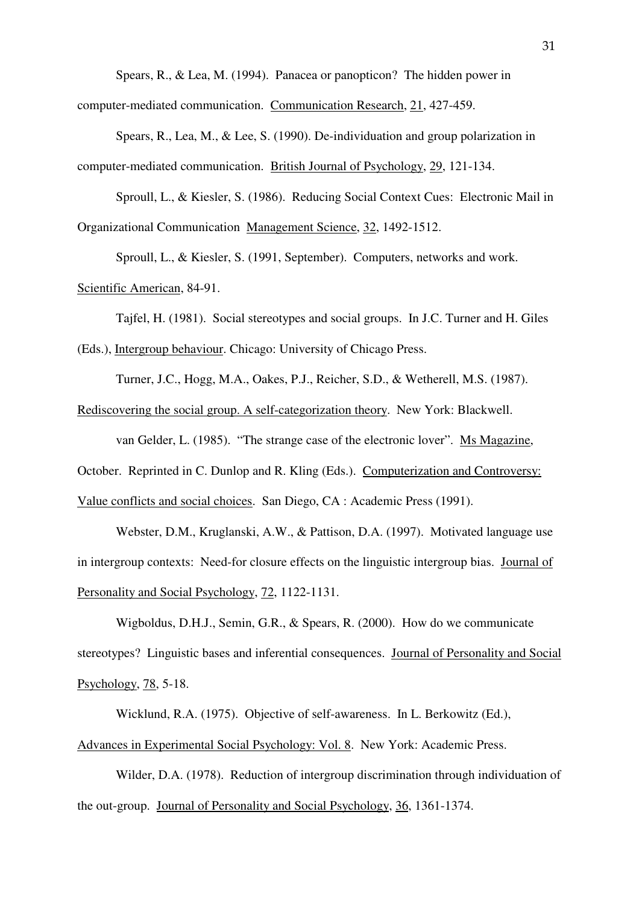Spears, R., & Lea, M. (1994). Panacea or panopticon? The hidden power in computer-mediated communication. Communication Research, 21, 427-459.

Spears, R., Lea, M., & Lee, S. (1990). De-individuation and group polarization in computer-mediated communication. British Journal of Psychology, 29, 121-134.

Sproull, L., & Kiesler, S. (1986). Reducing Social Context Cues: Electronic Mail in Organizational Communication Management Science, 32, 1492-1512.

Sproull, L., & Kiesler, S. (1991, September). Computers, networks and work. Scientific American, 84-91.

Tajfel, H. (1981). Social stereotypes and social groups. In J.C. Turner and H. Giles (Eds.), Intergroup behaviour. Chicago: University of Chicago Press.

Turner, J.C., Hogg, M.A., Oakes, P.J., Reicher, S.D., & Wetherell, M.S. (1987). Rediscovering the social group. A self-categorization theory. New York: Blackwell.

van Gelder, L. (1985). "The strange case of the electronic lover". Ms Magazine, October. Reprinted in C. Dunlop and R. Kling (Eds.). Computerization and Controversy: Value conflicts and social choices. San Diego, CA : Academic Press (1991).

Webster, D.M., Kruglanski, A.W., & Pattison, D.A. (1997). Motivated language use in intergroup contexts: Need-for closure effects on the linguistic intergroup bias. Journal of Personality and Social Psychology, 72, 1122-1131.

Wigboldus, D.H.J., Semin, G.R., & Spears, R. (2000). How do we communicate stereotypes? Linguistic bases and inferential consequences. Journal of Personality and Social Psychology, 78, 5-18.

Wicklund, R.A. (1975). Objective of self-awareness. In L. Berkowitz (Ed.), Advances in Experimental Social Psychology: Vol. 8. New York: Academic Press.

Wilder, D.A. (1978). Reduction of intergroup discrimination through individuation of the out-group. Journal of Personality and Social Psychology, 36, 1361-1374.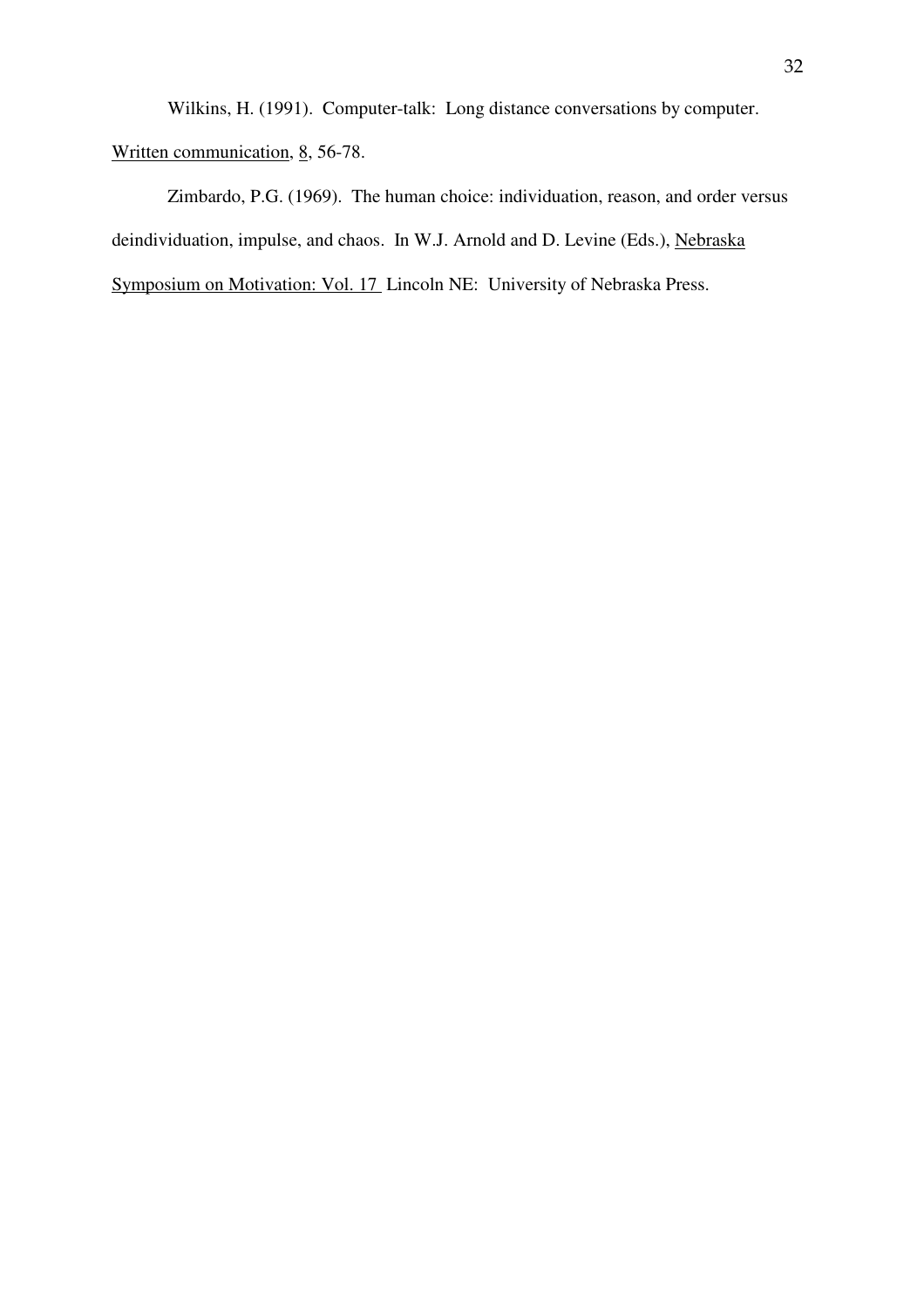Wilkins, H. (1991). Computer-talk: Long distance conversations by computer. <u>Written communication</u>, <u>8</u>, 56-78.

Zimbardo, P.G. (1969). The human choice: individuation, reason, and order versus deindividuation, impulse, and chaos. In W.J. Arnold and D. Levine (Eds.), <u>Nebraska Symposium on Motivation: Vol. 17</u> Lincoln NE: University of Nebraska Press.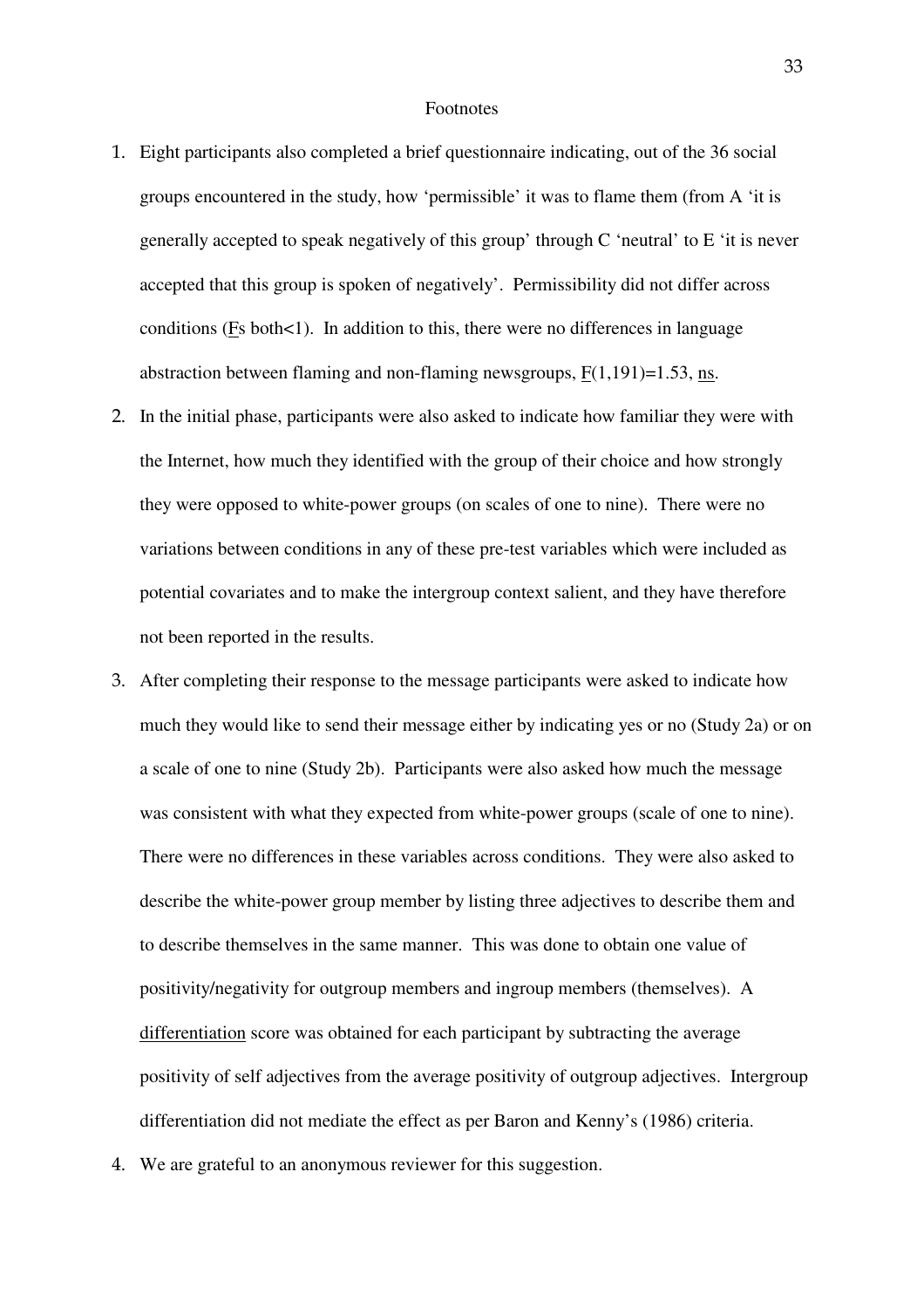# Footnotes

1. Eight participants also completed a brief questionnaire indicating, out of the 36 social groups encountered in the study, how 'permissible' it was to flame them (from A 'it is generally accepted to speak negatively of this group' through C 'neutral' to E 'it is never accepted that this group is spoken of negatively'. Permissibility did not differ across conditions ($F$s both<1). In addition to this, there were no differences in language abstraction between flaming and non-flaming newsgroups, $F(1,191)=1.53$, ns.
2. In the initial phase, participants were also asked to indicate how familiar they were with the Internet, how much they identified with the group of their choice and how strongly they were opposed to white-power groups (on scales of one to nine). There were no variations between conditions in any of these pre-test variables which were included as potential covariates and to make the intergroup context salient, and they have therefore not been reported in the results.
3. After completing their response to the message participants were asked to indicate how much they would like to send their message either by indicating yes or no (Study 2a) or on a scale of one to nine (Study 2b). Participants were also asked how much the message was consistent with what they expected from white-power groups (scale of one to nine). There were no differences in these variables across conditions. They were also asked to describe the white-power group member by listing three adjectives to describe them and to describe themselves in the same manner. This was done to obtain one value of positivity/negativity for outgroup members and ingroup members (themselves). A differentiation score was obtained for each participant by subtracting the average positivity of self adjectives from the average positivity of outgroup adjectives. Intergroup differentiation did not mediate the effect as per Baron and Kenny's (1986) criteria.
4. We are grateful to an anonymous reviewer for this suggestion.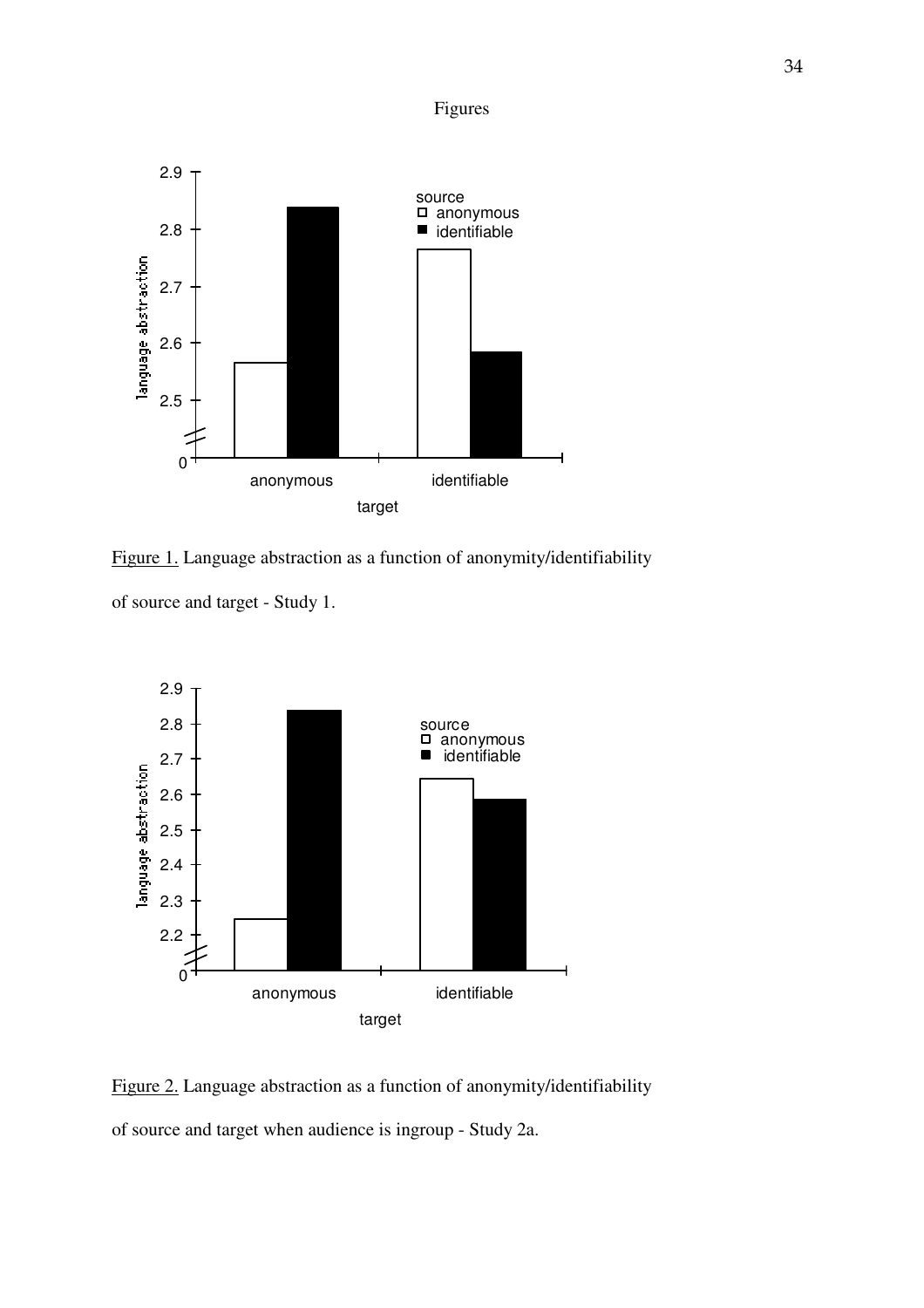Figures

2.9

2.8

2.7

2.6

2.5

0

language abstraction

source
anonymous
identifiable

anonymous

identifiable

target

Figure 1. Language abstraction as a function of anonymity/identifiability of source and target - Study 1.

2.9

2.8

2.7

2.6

2.5

2.4

2.3

2.2

0

language abstraction

source
anonymous
identifiable

anonymous

identifiable

target

Figure 2. Language abstraction as a function of anonymity/identifiability of source and target when audience is ingroup - Study 2a.